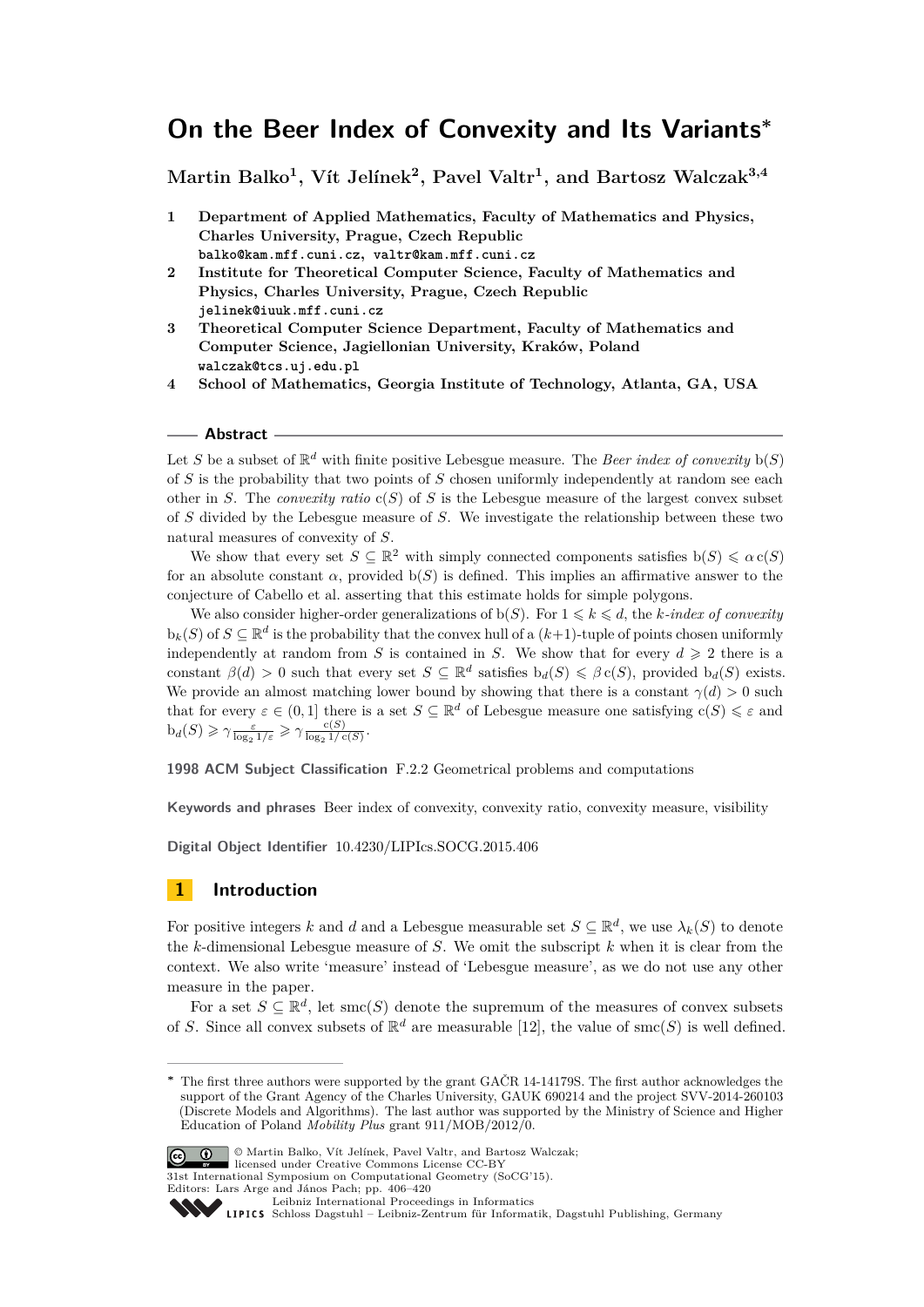# On the Beer Index of Convexity and Its Variants*

**Martin Balko[1], Vít Jelínek[2], Pavel Valtr[1], and Bartosz Walczak[3,4]**

1. **Department of Applied Mathematics, Faculty of Mathematics and Physics, Charles University, Prague, Czech Republic**
   balko@kam.mff.cuni.cz, valtr@kam.mff.cuni.cz
2. **Institute for Theoretical Computer Science, Faculty of Mathematics and Physics, Charles University, Prague, Czech Republic**
   jelinek@iuuk.mff.cuni.cz
3. **Theoretical Computer Science Department, Faculty of Mathematics and Computer Science, Jagiellonian University, Kraków, Poland**
   walczak@tcs.uj.edu.pl
4. **School of Mathematics, Georgia Institute of Technology, Atlanta, GA, USA**

## Abstract

Let $S$ be a subset of $\mathbb{R}^d$ with finite positive Lebesgue measure. The *Beer index of convexity* $\mathrm{b}(S)$ of $S$ is the probability that two points of $S$ chosen uniformly independently at random see each other in $S$. The *convexity ratio* $\mathrm{c}(S)$ of $S$ is the Lebesgue measure of the largest convex subset of $S$ divided by the Lebesgue measure of $S$. We investigate the relationship between these two natural measures of convexity of $S$.

We show that every set $S \subseteq \mathbb{R}^2$ with simply connected components satisfies $\mathrm{b}(S) \leqslant \alpha\,\mathrm{c}(S)$ for an absolute constant $\alpha$, provided $\mathrm{b}(S)$ is defined. This implies an affirmative answer to the conjecture of Cabello et al. asserting that this estimate holds for simple polygons.

We also consider higher-order generalizations of $\mathrm{b}(S)$. For $1 \leqslant k \leqslant d$, the *$k$-index of convexity* $\mathrm{b}_k(S)$ of $S \subseteq \mathbb{R}^d$ is the probability that the convex hull of a $(k+1)$-tuple of points chosen uniformly independently at random from $S$ is contained in $S$. We show that for every $d \geqslant 2$ there is a constant $\beta(d) > 0$ such that every set $S \subseteq \mathbb{R}^d$ satisfies $\mathrm{b}_d(S) \leqslant \beta\,\mathrm{c}(S)$, provided $\mathrm{b}_d(S)$ exists. We provide an almost matching lower bound by showing that there is a constant $\gamma(d) > 0$ such that for every $\varepsilon \in (0, 1]$ there is a set $S \subseteq \mathbb{R}^d$ of Lebesgue measure one satisfying $\mathrm{c}(S) \leqslant \varepsilon$ and $\mathrm{b}_d(S) \geqslant \gamma \frac{\varepsilon}{\log_2 1/\varepsilon} \geqslant \gamma \frac{\mathrm{c}(S)}{\log_2 1/\mathrm{c}(S)}$.

**1998 ACM Subject Classification** F.2.2 Geometrical problems and computations

**Keywords and phrases** Beer index of convexity, convexity ratio, convexity measure, visibility

**Digital Object Identifier** 10.4230/LIPIcs.SOCG.2015.406

## 1 Introduction

For positive integers $k$ and $d$ and a Lebesgue measurable set $S \subseteq \mathbb{R}^d$, we use $\lambda_k(S)$ to denote the $k$-dimensional Lebesgue measure of $S$. We omit the subscript $k$ when it is clear from the context. We also write 'measure' instead of 'Lebesgue measure', as we do not use any other measure in the paper.

For a set $S \subseteq \mathbb{R}^d$, let $\mathrm{smc}(S)$ denote the supremum of the measures of convex subsets of $S$. Since all convex subsets of $\mathbb{R}^d$ are measurable [12], the value of $\mathrm{smc}(S)$ is well defined.

---

* The first three authors were supported by the grant GAČR 14-14179S. The first author acknowledges the support of the Grant Agency of the Charles University, GAUK 690214 and the project SVV-2014-260103 (Discrete Models and Algorithms). The last author was supported by the Ministry of Science and Higher Education of Poland *Mobility Plus* grant 911/MOB/2012/0.

© Martin Balko, Vít Jelínek, Pavel Valtr, and Bartosz Walczak; licensed under Creative Commons License CC-BY
31st International Symposium on Computational Geometry (SoCG'15).
Editors: Lars Arge and János Pach; pp. 406–420
Leibniz International Proceedings in Informatics
Schloss Dagstuhl – Leibniz-Zentrum für Informatik, Dagstuhl Publishing, Germany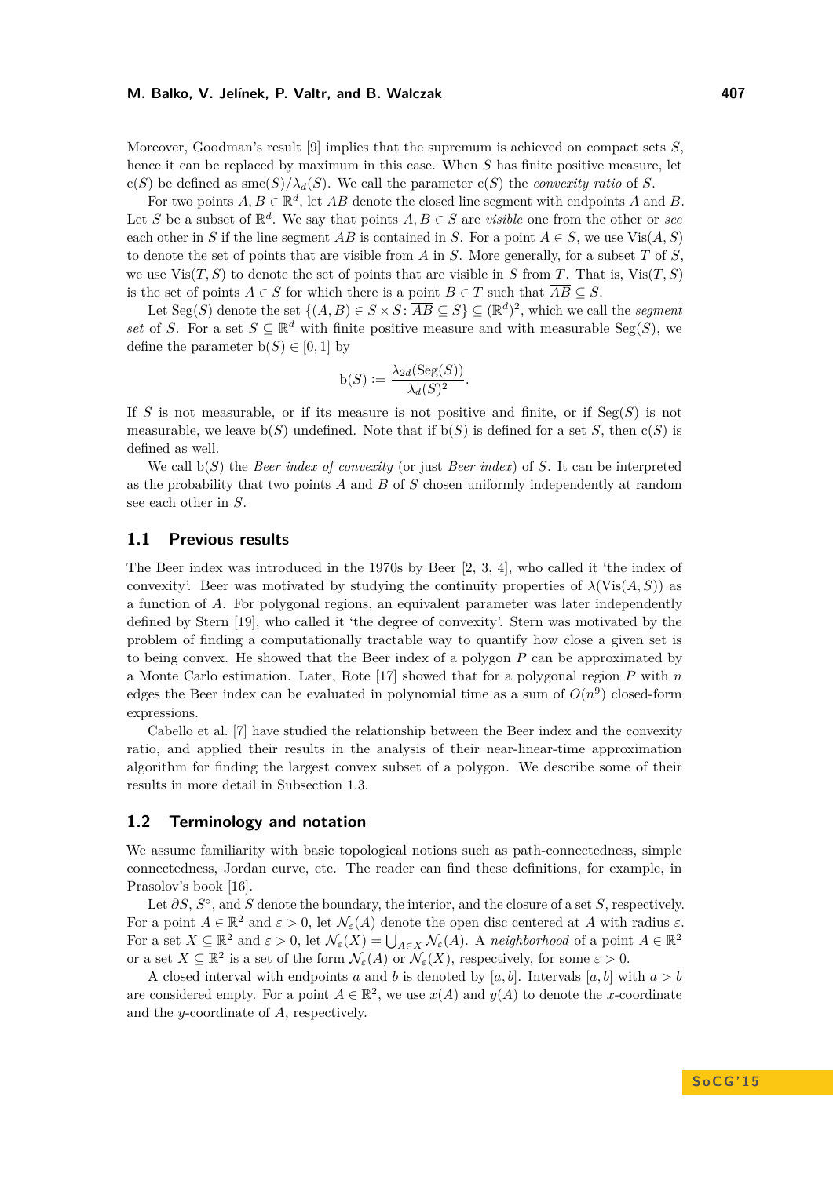Moreover, Goodman's result [9] implies that the supremum is achieved on compact sets $S$, hence it can be replaced by maximum in this case. When $S$ has finite positive measure, let $\mathrm{c}(S)$ be defined as $\mathrm{smc}(S)/\lambda_d(S)$. We call the parameter $\mathrm{c}(S)$ the *convexity ratio* of $S$.

For two points $A, B \in \mathbb{R}^d$, let $\overline{AB}$ denote the closed line segment with endpoints $A$ and $B$. Let $S$ be a subset of $\mathbb{R}^d$. We say that points $A, B \in S$ are *visible* one from the other or *see* each other in $S$ if the line segment $\overline{AB}$ is contained in $S$. For a point $A \in S$, we use $\mathrm{Vis}(A, S)$ to denote the set of points that are visible from $A$ in $S$. More generally, for a subset $T$ of $S$, we use $\mathrm{Vis}(T, S)$ to denote the set of points that are visible in $S$ from $T$. That is, $\mathrm{Vis}(T, S)$ is the set of points $A \in S$ for which there is a point $B \in T$ such that $\overline{AB} \subseteq S$.

Let $\mathrm{Seg}(S)$ denote the set $\{(A, B) \in S \times S \colon \overline{AB} \subseteq S\} \subseteq (\mathbb{R}^d)^2$, which we call the *segment set* of $S$. For a set $S \subseteq \mathbb{R}^d$ with finite positive measure and with measurable $\mathrm{Seg}(S)$, we define the parameter $\mathrm{b}(S) \in [0, 1]$ by

$$\mathrm{b}(S) := \frac{\lambda_{2d}(\mathrm{Seg}(S))}{\lambda_d(S)^2}.$$

If $S$ is not measurable, or if its measure is not positive and finite, or if $\mathrm{Seg}(S)$ is not measurable, we leave $\mathrm{b}(S)$ undefined. Note that if $\mathrm{b}(S)$ is defined for a set $S$, then $\mathrm{c}(S)$ is defined as well.

We call $\mathrm{b}(S)$ the *Beer index of convexity* (or just *Beer index*) of $S$. It can be interpreted as the probability that two points $A$ and $B$ of $S$ chosen uniformly independently at random see each other in $S$.

## 1.1 Previous results

The Beer index was introduced in the 1970s by Beer [2, 3, 4], who called it 'the index of convexity'. Beer was motivated by studying the continuity properties of $\lambda(\mathrm{Vis}(A, S))$ as a function of $A$. For polygonal regions, an equivalent parameter was later independently defined by Stern [19], who called it 'the degree of convexity'. Stern was motivated by the problem of finding a computationally tractable way to quantify how close a given set is to being convex. He showed that the Beer index of a polygon $P$ can be approximated by a Monte Carlo estimation. Later, Rote [17] showed that for a polygonal region $P$ with $n$ edges the Beer index can be evaluated in polynomial time as a sum of $O(n^9)$ closed-form expressions.

Cabello et al. [7] have studied the relationship between the Beer index and the convexity ratio, and applied their results in the analysis of their near-linear-time approximation algorithm for finding the largest convex subset of a polygon. We describe some of their results in more detail in Subsection 1.3.

## 1.2 Terminology and notation

We assume familiarity with basic topological notions such as path-connectedness, simple connectedness, Jordan curve, etc. The reader can find these definitions, for example, in Prasolov's book [16].

Let $\partial S$, $S^\circ$, and $\overline{S}$ denote the boundary, the interior, and the closure of a set $S$, respectively. For a point $A \in \mathbb{R}^2$ and $\varepsilon > 0$, let $\mathcal{N}_\varepsilon(A)$ denote the open disc centered at $A$ with radius $\varepsilon$. For a set $X \subseteq \mathbb{R}^2$ and $\varepsilon > 0$, let $\mathcal{N}_\varepsilon(X) = \bigcup_{A \in X} \mathcal{N}_\varepsilon(A)$. A *neighborhood* of a point $A \in \mathbb{R}^2$ or a set $X \subseteq \mathbb{R}^2$ is a set of the form $\mathcal{N}_\varepsilon(A)$ or $\mathcal{N}_\varepsilon(X)$, respectively, for some $\varepsilon > 0$.

A closed interval with endpoints $a$ and $b$ is denoted by $[a, b]$. Intervals $[a, b]$ with $a > b$ are considered empty. For a point $A \in \mathbb{R}^2$, we use $x(A)$ and $y(A)$ to denote the $x$-coordinate and the $y$-coordinate of $A$, respectively.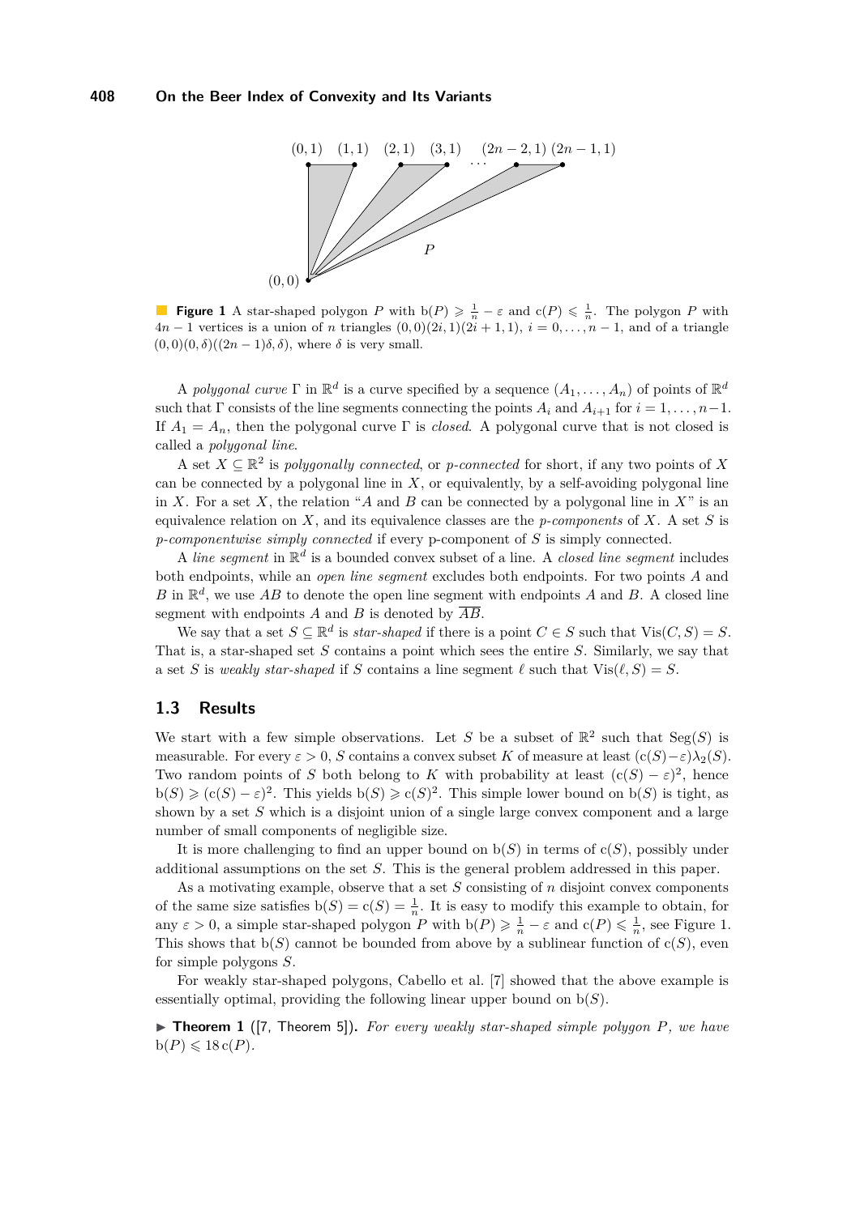**Figure 1** A star-shaped polygon $P$ with $\mathrm{b}(P) \geqslant \frac{1}{n} - \varepsilon$ and $\mathrm{c}(P) \leqslant \frac{1}{n}$. The polygon $P$ with $4n-1$ vertices is a union of $n$ triangles $(0,0)(2i,1)(2i+1,1)$, $i = 0, \ldots, n-1$, and of a triangle $(0,0)(0,\delta)((2n-1)\delta,\delta)$, where $\delta$ is very small.

A *polygonal curve* $\Gamma$ in $\mathbb{R}^d$ is a curve specified by a sequence $(A_1, \ldots, A_n)$ of points of $\mathbb{R}^d$ such that $\Gamma$ consists of the line segments connecting the points $A_i$ and $A_{i+1}$ for $i = 1, \ldots, n-1$. If $A_1 = A_n$, then the polygonal curve $\Gamma$ is *closed*. A polygonal curve that is not closed is called a *polygonal line*.

A set $X \subseteq \mathbb{R}^2$ is *polygonally connected*, or *p-connected* for short, if any two points of $X$ can be connected by a polygonal line in $X$, or equivalently, by a self-avoiding polygonal line in $X$. For a set $X$, the relation "$A$ and $B$ can be connected by a polygonal line in $X$" is an equivalence relation on $X$, and its equivalence classes are the *p-components* of $X$. A set $S$ is *p-componentwise simply connected* if every p-component of $S$ is simply connected.

A *line segment* in $\mathbb{R}^d$ is a bounded convex subset of a line. A *closed line segment* includes both endpoints, while an *open line segment* excludes both endpoints. For two points $A$ and $B$ in $\mathbb{R}^d$, we use $AB$ to denote the open line segment with endpoints $A$ and $B$. A closed line segment with endpoints $A$ and $B$ is denoted by $\overline{AB}$.

We say that a set $S \subseteq \mathbb{R}^d$ is *star-shaped* if there is a point $C \in S$ such that $\mathrm{Vis}(C, S) = S$. That is, a star-shaped set $S$ contains a point which sees the entire $S$. Similarly, we say that a set $S$ is *weakly star-shaped* if $S$ contains a line segment $\ell$ such that $\mathrm{Vis}(\ell, S) = S$.

## 1.3 Results

We start with a few simple observations. Let $S$ be a subset of $\mathbb{R}^2$ such that $\mathrm{Seg}(S)$ is measurable. For every $\varepsilon > 0$, $S$ contains a convex subset $K$ of measure at least $(\mathrm{c}(S)-\varepsilon)\lambda_2(S)$. Two random points of $S$ both belong to $K$ with probability at least $(\mathrm{c}(S) - \varepsilon)^2$, hence $\mathrm{b}(S) \geqslant (\mathrm{c}(S) - \varepsilon)^2$. This yields $\mathrm{b}(S) \geqslant \mathrm{c}(S)^2$. This simple lower bound on $\mathrm{b}(S)$ is tight, as shown by a set $S$ which is a disjoint union of a single large convex component and a large number of small components of negligible size.

It is more challenging to find an upper bound on $\mathrm{b}(S)$ in terms of $\mathrm{c}(S)$, possibly under additional assumptions on the set $S$. This is the general problem addressed in this paper.

As a motivating example, observe that a set $S$ consisting of $n$ disjoint convex components of the same size satisfies $\mathrm{b}(S) = \mathrm{c}(S) = \frac{1}{n}$. It is easy to modify this example to obtain, for any $\varepsilon > 0$, a simple star-shaped polygon $P$ with $\mathrm{b}(P) \geqslant \frac{1}{n} - \varepsilon$ and $\mathrm{c}(P) \leqslant \frac{1}{n}$, see Figure 1. This shows that $\mathrm{b}(S)$ cannot be bounded from above by a sublinear function of $\mathrm{c}(S)$, even for simple polygons $S$.

For weakly star-shaped polygons, Cabello et al. [7] showed that the above example is essentially optimal, providing the following linear upper bound on $\mathrm{b}(S)$.

▶ **Theorem 1** ([7, Theorem 5]). *For every weakly star-shaped simple polygon $P$, we have $\mathrm{b}(P) \leqslant 18\,\mathrm{c}(P)$.*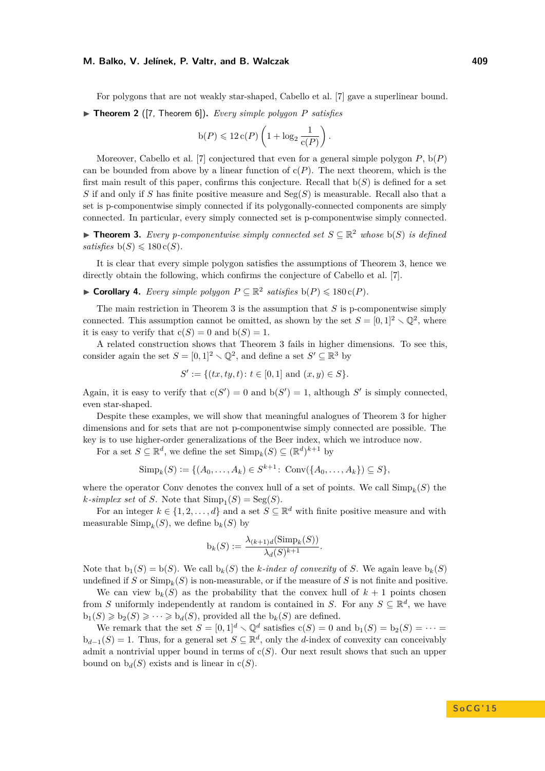For polygons that are not weakly star-shaped, Cabello et al. [7] gave a superlinear bound.

▶ **Theorem 2** ([7, Theorem 6]). *Every simple polygon $P$ satisfies*

$$\mathrm{b}(P) \leqslant 12\,\mathrm{c}(P)\left(1 + \log_2 \frac{1}{\mathrm{c}(P)}\right).$$

Moreover, Cabello et al. [7] conjectured that even for a general simple polygon $P$, $\mathrm{b}(P)$ can be bounded from above by a linear function of $\mathrm{c}(P)$. The next theorem, which is the first main result of this paper, confirms this conjecture. Recall that $\mathrm{b}(S)$ is defined for a set $S$ if and only if $S$ has finite positive measure and $\mathrm{Seg}(S)$ is measurable. Recall also that a set is p-componentwise simply connected if its polygonally-connected components are simply connected. In particular, every simply connected set is p-componentwise simply connected.

▶ **Theorem 3.** *Every p-componentwise simply connected set $S \subseteq \mathbb{R}^2$ whose $\mathrm{b}(S)$ is defined satisfies $\mathrm{b}(S) \leqslant 180\,\mathrm{c}(S)$.*

It is clear that every simple polygon satisfies the assumptions of Theorem 3, hence we directly obtain the following, which confirms the conjecture of Cabello et al. [7].

▶ **Corollary 4.** *Every simple polygon $P \subseteq \mathbb{R}^2$ satisfies $\mathrm{b}(P) \leqslant 180\,\mathrm{c}(P)$.*

The main restriction in Theorem 3 is the assumption that $S$ is p-componentwise simply connected. This assumption cannot be omitted, as shown by the set $S = [0,1]^2 \setminus \mathbb{Q}^2$, where it is easy to verify that $\mathrm{c}(S) = 0$ and $\mathrm{b}(S) = 1$.

A related construction shows that Theorem 3 fails in higher dimensions. To see this, consider again the set $S = [0,1]^2 \setminus \mathbb{Q}^2$, and define a set $S' \subseteq \mathbb{R}^3$ by

$$S' := \{(tx, ty, t) \colon t \in [0,1] \text{ and } (x,y) \in S\}.$$

Again, it is easy to verify that $\mathrm{c}(S') = 0$ and $\mathrm{b}(S') = 1$, although $S'$ is simply connected, even star-shaped.

Despite these examples, we will show that meaningful analogues of Theorem 3 for higher dimensions and for sets that are not p-componentwise simply connected are possible. The key is to use higher-order generalizations of the Beer index, which we introduce now.

For a set $S \subseteq \mathbb{R}^d$, we define the set $\mathrm{Simp}_k(S) \subseteq (\mathbb{R}^d)^{k+1}$ by

$$\mathrm{Simp}_k(S) := \{(A_0, \ldots, A_k) \in S^{k+1} \colon \mathrm{Conv}(\{A_0, \ldots, A_k\}) \subseteq S\},$$

where the operator Conv denotes the convex hull of a set of points. We call $\mathrm{Simp}_k(S)$ the *$k$-simplex set* of $S$. Note that $\mathrm{Simp}_1(S) = \mathrm{Seg}(S)$.

For an integer $k \in \{1, 2, \ldots, d\}$ and a set $S \subseteq \mathbb{R}^d$ with finite positive measure and with measurable $\mathrm{Simp}_k(S)$, we define $\mathrm{b}_k(S)$ by

$$\mathrm{b}_k(S) := \frac{\lambda_{(k+1)d}(\mathrm{Simp}_k(S))}{\lambda_d(S)^{k+1}}.$$

Note that $\mathrm{b}_1(S) = \mathrm{b}(S)$. We call $\mathrm{b}_k(S)$ the *$k$-index of convexity* of $S$. We again leave $\mathrm{b}_k(S)$ undefined if $S$ or $\mathrm{Simp}_k(S)$ is non-measurable, or if the measure of $S$ is not finite and positive.

We can view $\mathrm{b}_k(S)$ as the probability that the convex hull of $k+1$ points chosen from $S$ uniformly independently at random is contained in $S$. For any $S \subseteq \mathbb{R}^d$, we have $\mathrm{b}_1(S) \geqslant \mathrm{b}_2(S) \geqslant \cdots \geqslant \mathrm{b}_d(S)$, provided all the $\mathrm{b}_k(S)$ are defined.

We remark that the set $S = [0,1]^d \setminus \mathbb{Q}^d$ satisfies $\mathrm{c}(S) = 0$ and $\mathrm{b}_1(S) = \mathrm{b}_2(S) = \cdots = \mathrm{b}_{d-1}(S) = 1$. Thus, for a general set $S \subseteq \mathbb{R}^d$, only the $d$-index of convexity can conceivably admit a nontrivial upper bound in terms of $\mathrm{c}(S)$. Our next result shows that such an upper bound on $\mathrm{b}_d(S)$ exists and is linear in $\mathrm{c}(S)$.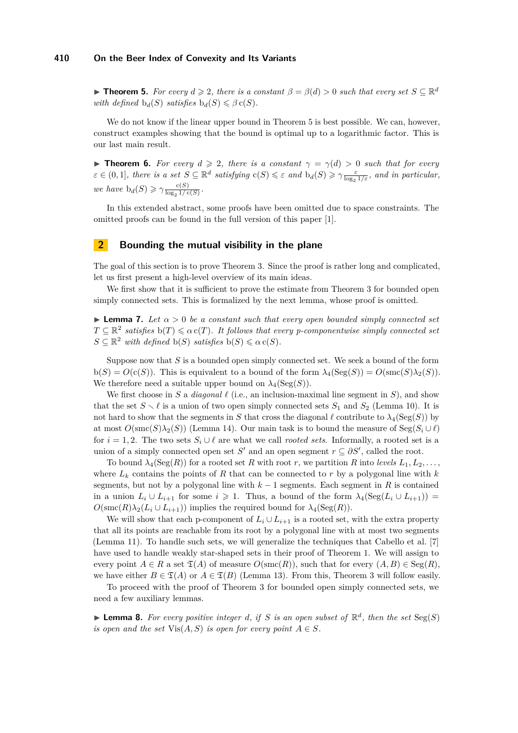▶ **Theorem 5.** *For every $d \geqslant 2$, there is a constant $\beta = \beta(d) > 0$ such that every set $S \subseteq \mathbb{R}^d$ with defined $\mathrm{b}_d(S)$ satisfies $\mathrm{b}_d(S) \leqslant \beta\, \mathrm{c}(S)$.*

We do not know if the linear upper bound in Theorem 5 is best possible. We can, however, construct examples showing that the bound is optimal up to a logarithmic factor. This is our last main result.

▶ **Theorem 6.** *For every $d \geqslant 2$, there is a constant $\gamma = \gamma(d) > 0$ such that for every $\varepsilon \in (0, 1]$, there is a set $S \subseteq \mathbb{R}^d$ satisfying $\mathrm{c}(S) \leqslant \varepsilon$ and $\mathrm{b}_d(S) \geqslant \gamma \frac{\varepsilon}{\log_2 1/\varepsilon}$, and in particular, we have $\mathrm{b}_d(S) \geqslant \gamma \frac{\mathrm{c}(S)}{\log_2 1/\,\mathrm{c}(S)}$.*

In this extended abstract, some proofs have been omitted due to space constraints. The omitted proofs can be found in the full version of this paper [1].

## 2 Bounding the mutual visibility in the plane

The goal of this section is to prove Theorem 3. Since the proof is rather long and complicated, let us first present a high-level overview of its main ideas.

We first show that it is sufficient to prove the estimate from Theorem 3 for bounded open simply connected sets. This is formalized by the next lemma, whose proof is omitted.

▶ **Lemma 7.** *Let $\alpha > 0$ be a constant such that every open bounded simply connected set $T \subseteq \mathbb{R}^2$ satisfies $\mathrm{b}(T) \leqslant \alpha\, \mathrm{c}(T)$. It follows that every p-componentwise simply connected set $S \subseteq \mathbb{R}^2$ with defined $\mathrm{b}(S)$ satisfies $\mathrm{b}(S) \leqslant \alpha\, \mathrm{c}(S)$.*

Suppose now that $S$ is a bounded open simply connected set. We seek a bound of the form $\mathrm{b}(S) = O(\mathrm{c}(S))$. This is equivalent to a bound of the form $\lambda_4(\mathrm{Seg}(S)) = O(\mathrm{smc}(S)\lambda_2(S))$. We therefore need a suitable upper bound on $\lambda_4(\mathrm{Seg}(S))$.

We first choose in $S$ a *diagonal* $\ell$ (i.e., an inclusion-maximal line segment in $S$), and show that the set $S \setminus \ell$ is a union of two open simply connected sets $S_1$ and $S_2$ (Lemma 10). It is not hard to show that the segments in $S$ that cross the diagonal $\ell$ contribute to $\lambda_4(\mathrm{Seg}(S))$ by at most $O(\mathrm{smc}(S)\lambda_2(S))$ (Lemma 14). Our main task is to bound the measure of $\mathrm{Seg}(S_i \cup \ell)$ for $i = 1, 2$. The two sets $S_i \cup \ell$ are what we call *rooted sets*. Informally, a rooted set is a union of a simply connected open set $S'$ and an open segment $r \subseteq \partial S'$, called the root.

To bound $\lambda_4(\mathrm{Seg}(R))$ for a rooted set $R$ with root $r$, we partition $R$ into *levels* $L_1, L_2, \ldots,$ where $L_k$ contains the points of $R$ that can be connected to $r$ by a polygonal line with $k$ segments, but not by a polygonal line with $k - 1$ segments. Each segment in $R$ is contained in a union $L_i \cup L_{i+1}$ for some $i \geqslant 1$. Thus, a bound of the form $\lambda_4(\mathrm{Seg}(L_i \cup L_{i+1})) = O(\mathrm{smc}(R)\lambda_2(L_i \cup L_{i+1}))$ implies the required bound for $\lambda_4(\mathrm{Seg}(R))$.

We will show that each p-component of $L_i \cup L_{i+1}$ is a rooted set, with the extra property that all its points are reachable from its root by a polygonal line with at most two segments (Lemma 11). To handle such sets, we will generalize the techniques that Cabello et al. [7] have used to handle weakly star-shaped sets in their proof of Theorem 1. We will assign to every point $A \in R$ a set $\mathfrak{T}(A)$ of measure $O(\mathrm{smc}(R))$, such that for every $(A, B) \in \mathrm{Seg}(R)$, we have either $B \in \mathfrak{T}(A)$ or $A \in \mathfrak{T}(B)$ (Lemma 13). From this, Theorem 3 will follow easily.

To proceed with the proof of Theorem 3 for bounded open simply connected sets, we need a few auxiliary lemmas.

▶ **Lemma 8.** *For every positive integer $d$, if $S$ is an open subset of $\mathbb{R}^d$, then the set $\mathrm{Seg}(S)$ is open and the set $\mathrm{Vis}(A, S)$ is open for every point $A \in S$.*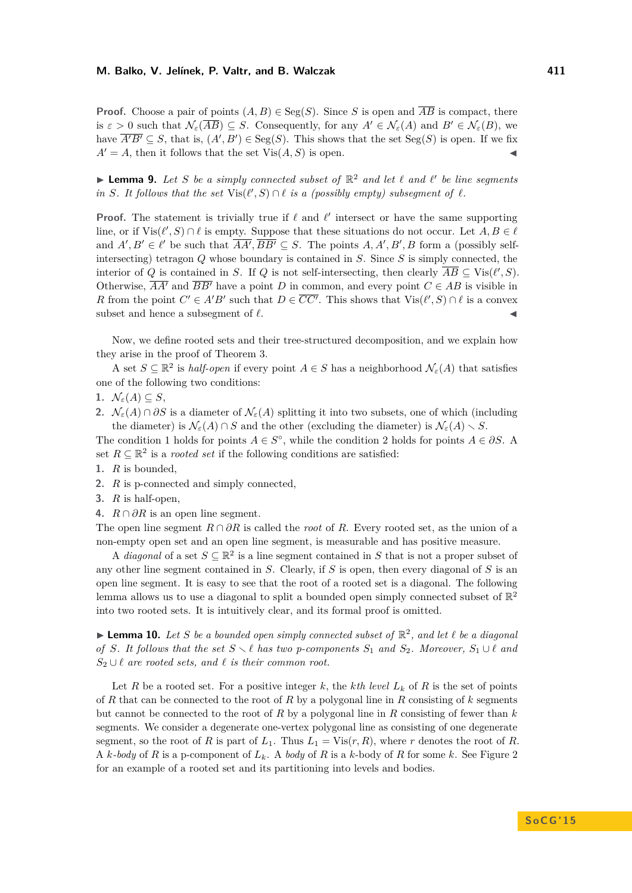**Proof.** Choose a pair of points $(A, B) \in \mathrm{Seg}(S)$. Since $S$ is open and $\overline{AB}$ is compact, there is $\varepsilon > 0$ such that $\mathcal{N}_\varepsilon(\overline{AB}) \subseteq S$. Consequently, for any $A' \in \mathcal{N}_\varepsilon(A)$ and $B' \in \mathcal{N}_\varepsilon(B)$, we have $\overline{A'B'} \subseteq S$, that is, $(A', B') \in \mathrm{Seg}(S)$. This shows that the set $\mathrm{Seg}(S)$ is open. If we fix $A' = A$, then it follows that the set $\mathrm{Vis}(A, S)$ is open. ◀

▶ **Lemma 9.** *Let $S$ be a simply connected subset of $\mathbb{R}^2$ and let $\ell$ and $\ell'$ be line segments in $S$. It follows that the set $\mathrm{Vis}(\ell', S) \cap \ell$ is a (possibly empty) subsegment of $\ell$.*

**Proof.** The statement is trivially true if $\ell$ and $\ell'$ intersect or have the same supporting line, or if $\mathrm{Vis}(\ell', S) \cap \ell$ is empty. Suppose that these situations do not occur. Let $A, B \in \ell$ and $A', B' \in \ell'$ be such that $\overline{AA'}, \overline{BB'} \subseteq S$. The points $A, A', B', B$ form a (possibly self-intersecting) tetragon $Q$ whose boundary is contained in $S$. Since $S$ is simply connected, the interior of $Q$ is contained in $S$. If $Q$ is not self-intersecting, then clearly $\overline{AB} \subseteq \mathrm{Vis}(\ell', S)$. Otherwise, $\overline{AA'}$ and $\overline{BB'}$ have a point $D$ in common, and every point $C \in AB$ is visible in $R$ from the point $C' \in A'B'$ such that $D \in \overline{CC'}$. This shows that $\mathrm{Vis}(\ell', S) \cap \ell$ is a convex subset and hence a subsegment of $\ell$. ◀

Now, we define rooted sets and their tree-structured decomposition, and we explain how they arise in the proof of Theorem 3.

A set $S \subseteq \mathbb{R}^2$ is *half-open* if every point $A \in S$ has a neighborhood $\mathcal{N}_\varepsilon(A)$ that satisfies one of the following two conditions:

1. $\mathcal{N}_\varepsilon(A) \subseteq S$,
2. $\mathcal{N}_\varepsilon(A) \cap \partial S$ is a diameter of $\mathcal{N}_\varepsilon(A)$ splitting it into two subsets, one of which (including the diameter) is $\mathcal{N}_\varepsilon(A) \cap S$ and the other (excluding the diameter) is $\mathcal{N}_\varepsilon(A) \smallsetminus S$.

The condition 1 holds for points $A \in S^\circ$, while the condition 2 holds for points $A \in \partial S$. A set $R \subseteq \mathbb{R}^2$ is a *rooted set* if the following conditions are satisfied:

1. $R$ is bounded,
2. $R$ is p-connected and simply connected,
3. $R$ is half-open,
4. $R \cap \partial R$ is an open line segment.

The open line segment $R \cap \partial R$ is called the *root* of $R$. Every rooted set, as the union of a non-empty open set and an open line segment, is measurable and has positive measure.

A *diagonal* of a set $S \subseteq \mathbb{R}^2$ is a line segment contained in $S$ that is not a proper subset of any other line segment contained in $S$. Clearly, if $S$ is open, then every diagonal of $S$ is an open line segment. It is easy to see that the root of a rooted set is a diagonal. The following lemma allows us to use a diagonal to split a bounded open simply connected subset of $\mathbb{R}^2$ into two rooted sets. It is intuitively clear, and its formal proof is omitted.

▶ **Lemma 10.** *Let $S$ be a bounded open simply connected subset of $\mathbb{R}^2$, and let $\ell$ be a diagonal of $S$. It follows that the set $S \smallsetminus \ell$ has two p-components $S_1$ and $S_2$. Moreover, $S_1 \cup \ell$ and $S_2 \cup \ell$ are rooted sets, and $\ell$ is their common root.*

Let $R$ be a rooted set. For a positive integer $k$, the *kth level* $L_k$ of $R$ is the set of points of $R$ that can be connected to the root of $R$ by a polygonal line in $R$ consisting of $k$ segments but cannot be connected to the root of $R$ by a polygonal line in $R$ consisting of fewer than $k$ segments. We consider a degenerate one-vertex polygonal line as consisting of one degenerate segment, so the root of $R$ is part of $L_1$. Thus $L_1 = \mathrm{Vis}(r, R)$, where $r$ denotes the root of $R$. A *$k$-body* of $R$ is a p-component of $L_k$. A *body* of $R$ is a $k$-body of $R$ for some $k$. See Figure 2 for an example of a rooted set and its partitioning into levels and bodies.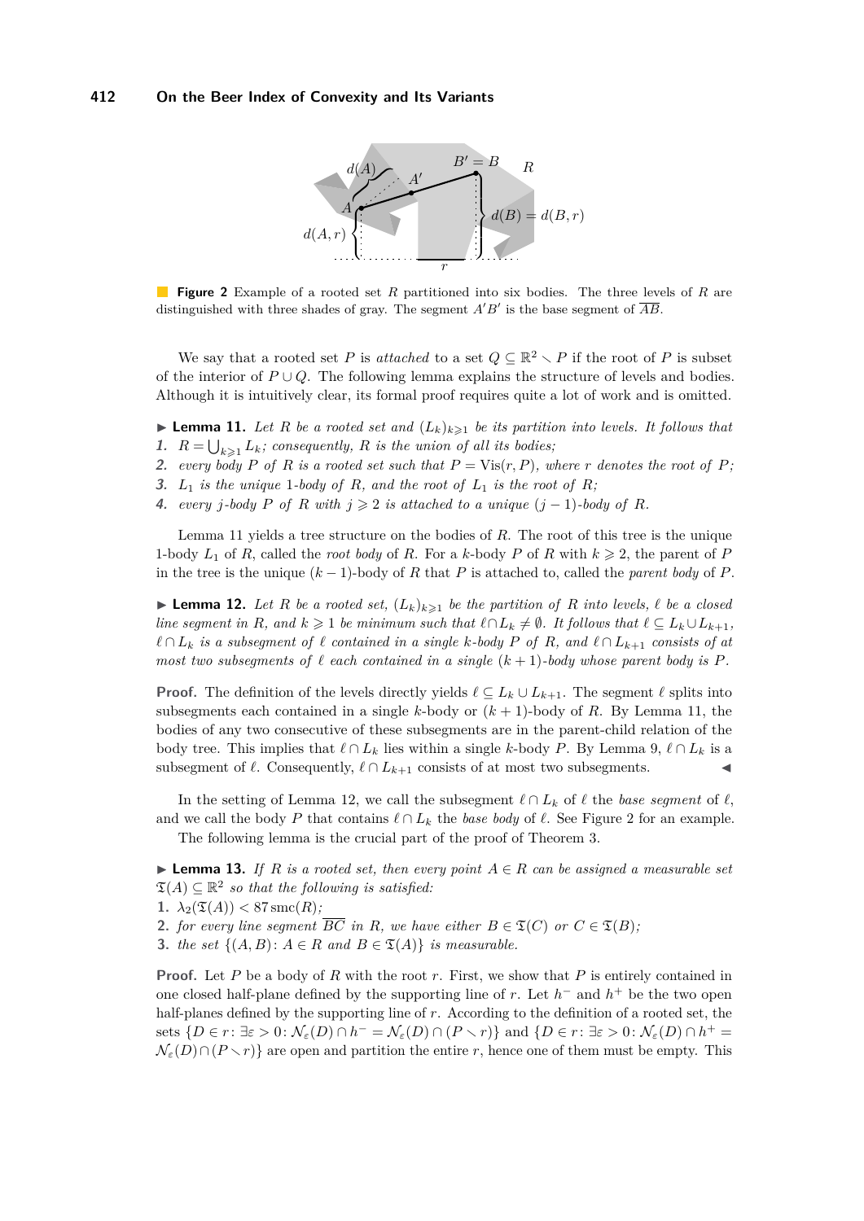**Figure 2** Example of a rooted set $R$ partitioned into six bodies. The three levels of $R$ are distinguished with three shades of gray. The segment $A'B'$ is the base segment of $\overline{AB}$.

We say that a rooted set $P$ is *attached* to a set $Q \subseteq \mathbb{R}^2 \setminus P$ if the root of $P$ is subset of the interior of $P \cup Q$. The following lemma explains the structure of levels and bodies. Although it is intuitively clear, its formal proof requires quite a lot of work and is omitted.

▶ **Lemma 11.** *Let $R$ be a rooted set and $(L_k)_{k \geqslant 1}$ be its partition into levels. It follows that*

1. *$R = \bigcup_{k \geqslant 1} L_k$; consequently, $R$ is the union of all its bodies;*
2. *every body $P$ of $R$ is a rooted set such that $P = \operatorname{Vis}(r, P)$, where $r$ denotes the root of $P$;*
3. *$L_1$ is the unique 1-body of $R$, and the root of $L_1$ is the root of $R$;*
4. *every $j$-body $P$ of $R$ with $j \geqslant 2$ is attached to a unique $(j-1)$-body of $R$.*

Lemma 11 yields a tree structure on the bodies of $R$. The root of this tree is the unique 1-body $L_1$ of $R$, called the *root body* of $R$. For a $k$-body $P$ of $R$ with $k \geqslant 2$, the parent of $P$ in the tree is the unique $(k-1)$-body of $R$ that $P$ is attached to, called the *parent body* of $P$.

▶ **Lemma 12.** *Let $R$ be a rooted set, $(L_k)_{k \geqslant 1}$ be the partition of $R$ into levels, $\ell$ be a closed line segment in $R$, and $k \geqslant 1$ be minimum such that $\ell \cap L_k \neq \emptyset$. It follows that $\ell \subseteq L_k \cup L_{k+1}$, $\ell \cap L_k$ is a subsegment of $\ell$ contained in a single $k$-body $P$ of $R$, and $\ell \cap L_{k+1}$ consists of at most two subsegments of $\ell$ each contained in a single $(k+1)$-body whose parent body is $P$.*

**Proof.** The definition of the levels directly yields $\ell \subseteq L_k \cup L_{k+1}$. The segment $\ell$ splits into subsegments each contained in a single $k$-body or $(k+1)$-body of $R$. By Lemma 11, the bodies of any two consecutive of these subsegments are in the parent-child relation of the body tree. This implies that $\ell \cap L_k$ lies within a single $k$-body $P$. By Lemma 9, $\ell \cap L_k$ is a subsegment of $\ell$. Consequently, $\ell \cap L_{k+1}$ consists of at most two subsegments. ◀

In the setting of Lemma 12, we call the subsegment $\ell \cap L_k$ of $\ell$ the *base segment* of $\ell$, and we call the body $P$ that contains $\ell \cap L_k$ the *base body* of $\ell$. See Figure 2 for an example.

The following lemma is the crucial part of the proof of Theorem 3.

▶ **Lemma 13.** *If $R$ is a rooted set, then every point $A \in R$ can be assigned a measurable set $\mathfrak{T}(A) \subseteq \mathbb{R}^2$ so that the following is satisfied:*

1. *$\lambda_2(\mathfrak{T}(A)) < 87 \operatorname{smc}(R)$;*
2. *for every line segment $\overline{BC}$ in $R$, we have either $B \in \mathfrak{T}(C)$ or $C \in \mathfrak{T}(B)$;*
3. *the set $\{(A, B) \colon A \in R \text{ and } B \in \mathfrak{T}(A)\}$ is measurable.*

**Proof.** Let $P$ be a body of $R$ with the root $r$. First, we show that $P$ is entirely contained in one closed half-plane defined by the supporting line of $r$. Let $h^-$ and $h^+$ be the two open half-planes defined by the supporting line of $r$. According to the definition of a rooted set, the sets $\{D \in r \colon \exists \varepsilon > 0 \colon \mathcal{N}_\varepsilon(D) \cap h^- = \mathcal{N}_\varepsilon(D) \cap (P \setminus r)\}$ and $\{D \in r \colon \exists \varepsilon > 0 \colon \mathcal{N}_\varepsilon(D) \cap h^+ = \mathcal{N}_\varepsilon(D) \cap (P \setminus r)\}$ are open and partition the entire $r$, hence one of them must be empty. This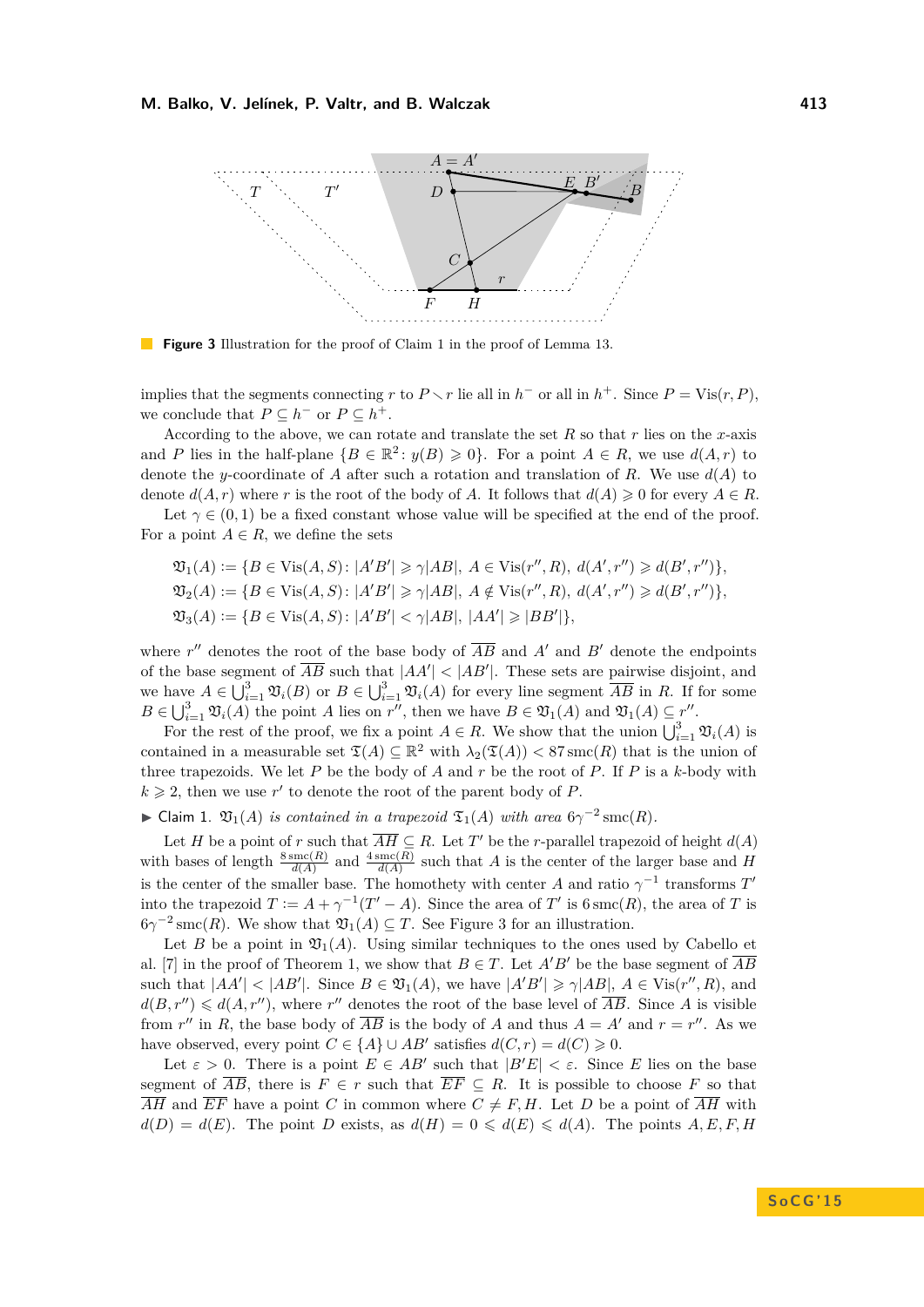**Figure 3** Illustration for the proof of Claim 1 in the proof of Lemma 13.

implies that the segments connecting $r$ to $P \setminus r$ lie all in $h^-$ or all in $h^+$. Since $P = \mathrm{Vis}(r, P)$, we conclude that $P \subseteq h^-$ or $P \subseteq h^+$.

According to the above, we can rotate and translate the set $R$ so that $r$ lies on the $x$-axis and $P$ lies in the half-plane $\{B \in \mathbb{R}^2 : y(B) \geqslant 0\}$. For a point $A \in R$, we use $d(A, r)$ to denote the $y$-coordinate of $A$ after such a rotation and translation of $R$. We use $d(A)$ to denote $d(A, r)$ where $r$ is the root of the body of $A$. It follows that $d(A) \geqslant 0$ for every $A \in R$.

Let $\gamma \in (0, 1)$ be a fixed constant whose value will be specified at the end of the proof. For a point $A \in R$, we define the sets

$$\mathfrak{V}_1(A) := \{B \in \mathrm{Vis}(A, S) : |A'B'| \geqslant \gamma|AB|,\ A \in \mathrm{Vis}(r'', R),\ d(A', r'') \geqslant d(B', r'')\},$$
$$\mathfrak{V}_2(A) := \{B \in \mathrm{Vis}(A, S) : |A'B'| \geqslant \gamma|AB|,\ A \notin \mathrm{Vis}(r'', R),\ d(A', r'') \geqslant d(B', r'')\},$$
$$\mathfrak{V}_3(A) := \{B \in \mathrm{Vis}(A, S) : |A'B'| < \gamma|AB|,\ |AA'| \geqslant |BB'|\},$$

where $r''$ denotes the root of the base body of $\overline{AB}$ and $A'$ and $B'$ denote the endpoints of the base segment of $\overline{AB}$ such that $|AA'| < |AB'|$. These sets are pairwise disjoint, and we have $A \in \bigcup_{i=1}^{3} \mathfrak{V}_i(B)$ or $B \in \bigcup_{i=1}^{3} \mathfrak{V}_i(A)$ for every line segment $\overline{AB}$ in $R$. If for some $B \in \bigcup_{i=1}^{3} \mathfrak{V}_i(A)$ the point $A$ lies on $r''$, then we have $B \in \mathfrak{V}_1(A)$ and $\mathfrak{V}_1(A) \subseteq r''$.

For the rest of the proof, we fix a point $A \in R$. We show that the union $\bigcup_{i=1}^{3} \mathfrak{V}_i(A)$ is contained in a measurable set $\mathfrak{T}(A) \subseteq \mathbb{R}^2$ with $\lambda_2(\mathfrak{T}(A)) < 87\,\mathrm{smc}(R)$ that is the union of three trapezoids. We let $P$ be the body of $A$ and $r$ be the root of $P$. If $P$ is a $k$-body with $k \geqslant 2$, then we use $r'$ to denote the root of the parent body of $P$.

▶ Claim 1. *$\mathfrak{V}_1(A)$ is contained in a trapezoid $\mathfrak{T}_1(A)$ with area $6\gamma^{-2}\,\mathrm{smc}(R)$.*

Let $H$ be a point of $r$ such that $\overline{AH} \subseteq R$. Let $T'$ be the $r$-parallel trapezoid of height $d(A)$ with bases of length $\frac{8\,\mathrm{smc}(R)}{d(A)}$ and $\frac{4\,\mathrm{smc}(R)}{d(A)}$ such that $A$ is the center of the larger base and $H$ is the center of the smaller base. The homothety with center $A$ and ratio $\gamma^{-1}$ transforms $T'$ into the trapezoid $T := A + \gamma^{-1}(T' - A)$. Since the area of $T'$ is $6\,\mathrm{smc}(R)$, the area of $T$ is $6\gamma^{-2}\,\mathrm{smc}(R)$. We show that $\mathfrak{V}_1(A) \subseteq T$. See Figure 3 for an illustration.

Let $B$ be a point in $\mathfrak{V}_1(A)$. Using similar techniques to the ones used by Cabello et al. [7] in the proof of Theorem 1, we show that $B \in T$. Let $A'B'$ be the base segment of $\overline{AB}$ such that $|AA'| < |AB'|$. Since $B \in \mathfrak{V}_1(A)$, we have $|A'B'| \geqslant \gamma|AB|$, $A \in \mathrm{Vis}(r'', R)$, and $d(B, r'') \leqslant d(A, r'')$, where $r''$ denotes the root of the base level of $\overline{AB}$. Since $A$ is visible from $r''$ in $R$, the base body of $\overline{AB}$ is the body of $A$ and thus $A = A'$ and $r = r''$. As we have observed, every point $C \in \{A\} \cup AB'$ satisfies $d(C, r) = d(C) \geqslant 0$.

Let $\varepsilon > 0$. There is a point $E \in AB'$ such that $|B'E| < \varepsilon$. Since $E$ lies on the base segment of $\overline{AB}$, there is $F \in r$ such that $\overline{EF} \subseteq R$. It is possible to choose $F$ so that $\overline{AH}$ and $\overline{EF}$ have a point $C$ in common where $C \neq F, H$. Let $D$ be a point of $\overline{AH}$ with $d(D) = d(E)$. The point $D$ exists, as $d(H) = 0 \leqslant d(E) \leqslant d(A)$. The points $A, E, F, H$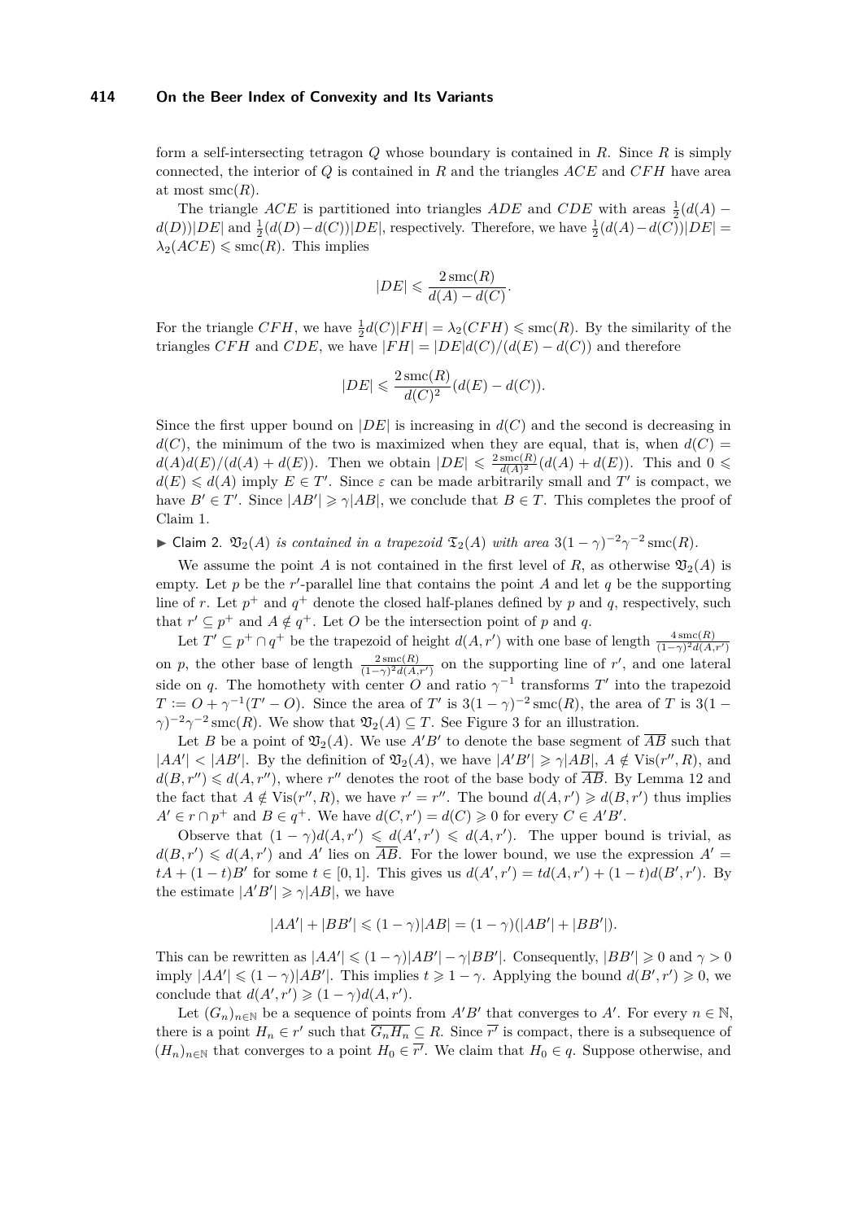form a self-intersecting tetragon $Q$ whose boundary is contained in $R$. Since $R$ is simply connected, the interior of $Q$ is contained in $R$ and the triangles $ACE$ and $CFH$ have area at most $\operatorname{smc}(R)$.

The triangle $ACE$ is partitioned into triangles $ADE$ and $CDE$ with areas $\frac{1}{2}(d(A) - d(D))|DE|$ and $\frac{1}{2}(d(D) - d(C))|DE|$, respectively. Therefore, we have $\frac{1}{2}(d(A) - d(C))|DE| = \lambda_2(ACE) \leqslant \operatorname{smc}(R)$. This implies

$$|DE| \leqslant \frac{2\operatorname{smc}(R)}{d(A) - d(C)}.$$

For the triangle $CFH$, we have $\frac{1}{2}d(C)|FH| = \lambda_2(CFH) \leqslant \operatorname{smc}(R)$. By the similarity of the triangles $CFH$ and $CDE$, we have $|FH| = |DE|d(C)/(d(E) - d(C))$ and therefore

$$|DE| \leqslant \frac{2\operatorname{smc}(R)}{d(C)^2}(d(E) - d(C)).$$

Since the first upper bound on $|DE|$ is increasing in $d(C)$ and the second is decreasing in $d(C)$, the minimum of the two is maximized when they are equal, that is, when $d(C) = d(A)d(E)/(d(A) + d(E))$. Then we obtain $|DE| \leqslant \frac{2\operatorname{smc}(R)}{d(A)^2}(d(A) + d(E))$. This and $0 \leqslant d(E) \leqslant d(A)$ imply $E \in T'$. Since $\varepsilon$ can be made arbitrarily small and $T'$ is compact, we have $B' \in T'$. Since $|AB'| \geqslant \gamma|AB|$, we conclude that $B \in T$. This completes the proof of Claim 1.

▶ Claim 2. *$\mathfrak{V}_2(A)$ is contained in a trapezoid $\mathfrak{T}_2(A)$ with area $3(1-\gamma)^{-2}\gamma^{-2}\operatorname{smc}(R)$.*

We assume the point $A$ is not contained in the first level of $R$, as otherwise $\mathfrak{V}_2(A)$ is empty. Let $p$ be the $r'$-parallel line that contains the point $A$ and let $q$ be the supporting line of $r$. Let $p^+$ and $q^+$ denote the closed half-planes defined by $p$ and $q$, respectively, such that $r' \subseteq p^+$ and $A \notin q^+$. Let $O$ be the intersection point of $p$ and $q$.

Let $T' \subseteq p^+ \cap q^+$ be the trapezoid of height $d(A, r')$ with one base of length $\frac{4\operatorname{smc}(R)}{(1-\gamma)^2 d(A,r')}$ on $p$, the other base of length $\frac{2\operatorname{smc}(R)}{(1-\gamma)^2 d(A,r')}$ on the supporting line of $r'$, and one lateral side on $q$. The homothety with center $O$ and ratio $\gamma^{-1}$ transforms $T'$ into the trapezoid $T := O + \gamma^{-1}(T' - O)$. Since the area of $T'$ is $3(1-\gamma)^{-2}\operatorname{smc}(R)$, the area of $T$ is $3(1-\gamma)^{-2}\gamma^{-2}\operatorname{smc}(R)$. We show that $\mathfrak{V}_2(A) \subseteq T$. See Figure 3 for an illustration.

Let $B$ be a point of $\mathfrak{V}_2(A)$. We use $A'B'$ to denote the base segment of $\overline{AB}$ such that $|AA'| < |AB'|$. By the definition of $\mathfrak{V}_2(A)$, we have $|A'B'| \geqslant \gamma|AB|$, $A \notin \operatorname{Vis}(r'', R)$, and $d(B, r'') \leqslant d(A, r'')$, where $r''$ denotes the root of the base body of $\overline{AB}$. By Lemma 12 and the fact that $A \notin \operatorname{Vis}(r'', R)$, we have $r' = r''$. The bound $d(A, r') \geqslant d(B, r')$ thus implies $A' \in r \cap p^+$ and $B \in q^+$. We have $d(C, r') = d(C) \geqslant 0$ for every $C \in A'B'$.

Observe that $(1-\gamma)d(A, r') \leqslant d(A', r') \leqslant d(A, r')$. The upper bound is trivial, as $d(B, r') \leqslant d(A, r')$ and $A'$ lies on $\overline{AB}$. For the lower bound, we use the expression $A' = tA + (1-t)B'$ for some $t \in [0, 1]$. This gives us $d(A', r') = td(A, r') + (1-t)d(B', r')$. By the estimate $|A'B'| \geqslant \gamma|AB|$, we have

$$|AA'| + |BB'| \leqslant (1-\gamma)|AB| = (1-\gamma)(|AB'| + |BB'|).$$

This can be rewritten as $|AA'| \leqslant (1-\gamma)|AB'| - \gamma|BB'|$. Consequently, $|BB'| \geqslant 0$ and $\gamma > 0$ imply $|AA'| \leqslant (1-\gamma)|AB'|$. This implies $t \geqslant 1-\gamma$. Applying the bound $d(B', r') \geqslant 0$, we conclude that $d(A', r') \geqslant (1-\gamma)d(A, r')$.

Let $(G_n)_{n\in\mathbb{N}}$ be a sequence of points from $A'B'$ that converges to $A'$. For every $n \in \mathbb{N}$, there is a point $H_n \in r'$ such that $\overline{G_n H_n} \subseteq R$. Since $\overline{r'}$ is compact, there is a subsequence of $(H_n)_{n\in\mathbb{N}}$ that converges to a point $H_0 \in \overline{r'}$. We claim that $H_0 \in q$. Suppose otherwise, and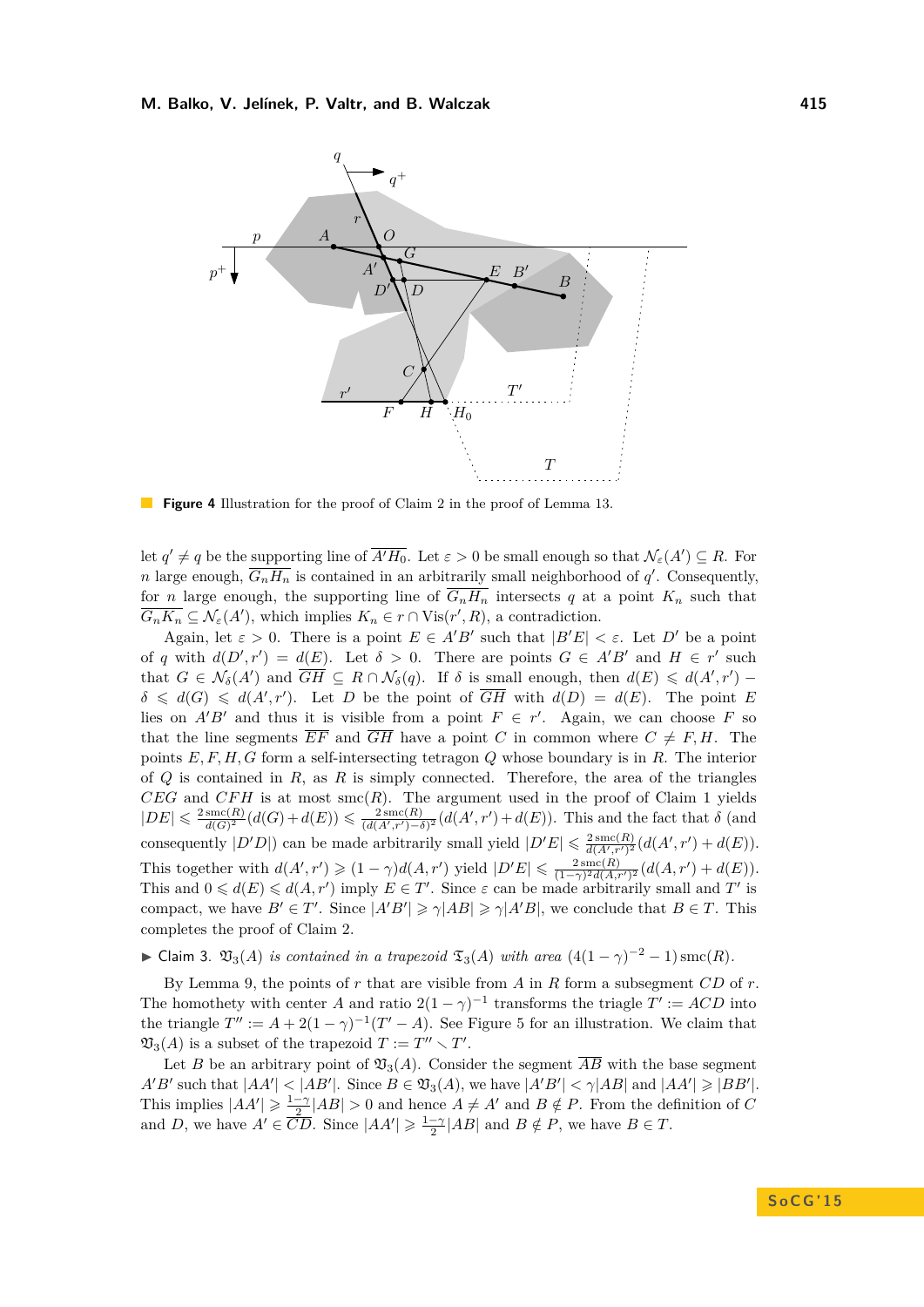**Figure 4** Illustration for the proof of Claim 2 in the proof of Lemma 13.

let $q' \neq q$ be the supporting line of $\overline{A'H_0}$. Let $\varepsilon > 0$ be small enough so that $\mathcal{N}_\varepsilon(A') \subseteq R$. For $n$ large enough, $\overline{G_nH_n}$ is contained in an arbitrarily small neighborhood of $q'$. Consequently, for $n$ large enough, the supporting line of $\overline{G_nH_n}$ intersects $q$ at a point $K_n$ such that $\overline{G_nK_n} \subseteq \mathcal{N}_\varepsilon(A')$, which implies $K_n \in r \cap \mathrm{Vis}(r', R)$, a contradiction.

Again, let $\varepsilon > 0$. There is a point $E \in A'B'$ such that $|B'E| < \varepsilon$. Let $D'$ be a point of $q$ with $d(D', r') = d(E)$. Let $\delta > 0$. There are points $G \in A'B'$ and $H \in r'$ such that $G \in \mathcal{N}_\delta(A')$ and $\overline{GH} \subseteq R \cap \mathcal{N}_\delta(q)$. If $\delta$ is small enough, then $d(E) \leqslant d(A', r') - \delta \leqslant d(G) \leqslant d(A', r')$. Let $D$ be the point of $\overline{GH}$ with $d(D) = d(E)$. The point $E$ lies on $A'B'$ and thus it is visible from a point $F \in r'$. Again, we can choose $F$ so that the line segments $\overline{EF}$ and $\overline{GH}$ have a point $C$ in common where $C \neq F, H$. The points $E, F, H, G$ form a self-intersecting tetragon $Q$ whose boundary is in $R$. The interior of $Q$ is contained in $R$, as $R$ is simply connected. Therefore, the area of the triangles $CEG$ and $CFH$ is at most $\mathrm{smc}(R)$. The argument used in the proof of Claim 1 yields $|DE| \leqslant \frac{2\,\mathrm{smc}(R)}{d(G)^2}(d(G) + d(E)) \leqslant \frac{2\,\mathrm{smc}(R)}{(d(A',r')-\delta)^2}(d(A', r') + d(E))$. This and the fact that $\delta$ (and consequently $|D'D|$) can be made arbitrarily small yield $|D'E| \leqslant \frac{2\,\mathrm{smc}(R)}{d(A',r')^2}(d(A', r') + d(E))$. This together with $d(A', r') \geqslant (1 - \gamma)d(A, r')$ yield $|D'E| \leqslant \frac{2\,\mathrm{smc}(R)}{(1-\gamma)^2 d(A,r')^2}(d(A, r') + d(E))$. This and $0 \leqslant d(E) \leqslant d(A, r')$ imply $E \in T'$. Since $\varepsilon$ can be made arbitrarily small and $T'$ is compact, we have $B' \in T'$. Since $|A'B'| \geqslant \gamma|AB| \geqslant \gamma|A'B|$, we conclude that $B \in T$. This completes the proof of Claim 2.

▶ Claim 3. *$\mathfrak{V}_3(A)$ is contained in a trapezoid $\mathfrak{T}_3(A)$ with area $(4(1 - \gamma)^{-2} - 1)\,\mathrm{smc}(R)$.*

By Lemma 9, the points of $r$ that are visible from $A$ in $R$ form a subsegment $CD$ of $r$. The homothety with center $A$ and ratio $2(1 - \gamma)^{-1}$ transforms the triagle $T' := ACD$ into the triangle $T'' := A + 2(1 - \gamma)^{-1}(T' - A)$. See Figure 5 for an illustration. We claim that $\mathfrak{V}_3(A)$ is a subset of the trapezoid $T := T'' \smallsetminus T'$.

Let $B$ be an arbitrary point of $\mathfrak{V}_3(A)$. Consider the segment $\overline{AB}$ with the base segment $A'B'$ such that $|AA'| < |AB'|$. Since $B \in \mathfrak{V}_3(A)$, we have $|A'B'| < \gamma|AB|$ and $|AA'| \geqslant |BB'|$. This implies $|AA'| \geqslant \frac{1-\gamma}{2}|AB| > 0$ and hence $A \neq A'$ and $B \notin P$. From the definition of $C$ and $D$, we have $A' \in \overline{CD}$. Since $|AA'| \geqslant \frac{1-\gamma}{2}|AB|$ and $B \notin P$, we have $B \in T$.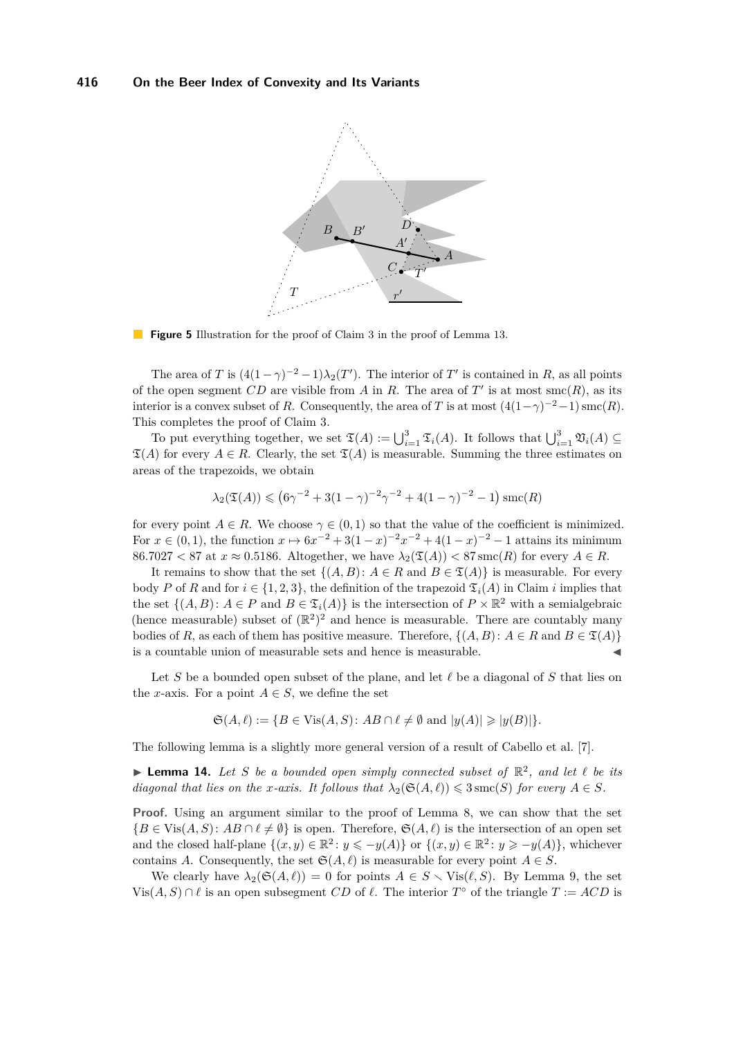**Figure 5** Illustration for the proof of Claim 3 in the proof of Lemma 13.

The area of $T$ is $(4(1-\gamma)^{-2}-1)\lambda_2(T')$. The interior of $T'$ is contained in $R$, as all points of the open segment $CD$ are visible from $A$ in $R$. The area of $T'$ is at most $\mathrm{smc}(R)$, as its interior is a convex subset of $R$. Consequently, the area of $T$ is at most $(4(1-\gamma)^{-2}-1)\,\mathrm{smc}(R)$. This completes the proof of Claim 3.

To put everything together, we set $\mathfrak{T}(A) := \bigcup_{i=1}^{3} \mathfrak{T}_i(A)$. It follows that $\bigcup_{i=1}^{3} \mathfrak{V}_i(A) \subseteq \mathfrak{T}(A)$ for every $A \in R$. Clearly, the set $\mathfrak{T}(A)$ is measurable. Summing the three estimates on areas of the trapezoids, we obtain

$$\lambda_2(\mathfrak{T}(A)) \leqslant \left(6\gamma^{-2} + 3(1-\gamma)^{-2}\gamma^{-2} + 4(1-\gamma)^{-2} - 1\right)\mathrm{smc}(R)$$

for every point $A \in R$. We choose $\gamma \in (0,1)$ so that the value of the coefficient is minimized. For $x \in (0,1)$, the function $x \mapsto 6x^{-2} + 3(1-x)^{-2}x^{-2} + 4(1-x)^{-2} - 1$ attains its minimum $86.7027 < 87$ at $x \approx 0.5186$. Altogether, we have $\lambda_2(\mathfrak{T}(A)) < 87\,\mathrm{smc}(R)$ for every $A \in R$.

It remains to show that the set $\{(A,B)\colon A \in R \text{ and } B \in \mathfrak{T}(A)\}$ is measurable. For every body $P$ of $R$ and for $i \in \{1,2,3\}$, the definition of the trapezoid $\mathfrak{T}_i(A)$ in Claim $i$ implies that the set $\{(A,B)\colon A \in P \text{ and } B \in \mathfrak{T}_i(A)\}$ is the intersection of $P \times \mathbb{R}^2$ with a semialgebraic (hence measurable) subset of $(\mathbb{R}^2)^2$ and hence is measurable. There are countably many bodies of $R$, as each of them has positive measure. Therefore, $\{(A,B)\colon A \in R \text{ and } B \in \mathfrak{T}(A)\}$ is a countable union of measurable sets and hence is measurable. ◂

Let $S$ be a bounded open subset of the plane, and let $\ell$ be a diagonal of $S$ that lies on the $x$-axis. For a point $A \in S$, we define the set

$$\mathfrak{S}(A,\ell) := \{B \in \mathrm{Vis}(A,S)\colon AB \cap \ell \neq \emptyset \text{ and } |y(A)| \geqslant |y(B)|\}.$$

The following lemma is a slightly more general version of a result of Cabello et al. [7].

▸ **Lemma 14.** *Let $S$ be a bounded open simply connected subset of $\mathbb{R}^2$, and let $\ell$ be its diagonal that lies on the $x$-axis. It follows that $\lambda_2(\mathfrak{S}(A,\ell)) \leqslant 3\,\mathrm{smc}(S)$ for every $A \in S$.*

**Proof.** Using an argument similar to the proof of Lemma 8, we can show that the set $\{B \in \mathrm{Vis}(A,S)\colon AB \cap \ell \neq \emptyset\}$ is open. Therefore, $\mathfrak{S}(A,\ell)$ is the intersection of an open set and the closed half-plane $\{(x,y) \in \mathbb{R}^2\colon y \leqslant -y(A)\}$ or $\{(x,y) \in \mathbb{R}^2\colon y \geqslant -y(A)\}$, whichever contains $A$. Consequently, the set $\mathfrak{S}(A,\ell)$ is measurable for every point $A \in S$.

We clearly have $\lambda_2(\mathfrak{S}(A,\ell)) = 0$ for points $A \in S \setminus \mathrm{Vis}(\ell,S)$. By Lemma 9, the set $\mathrm{Vis}(A,S) \cap \ell$ is an open subsegment $CD$ of $\ell$. The interior $T^\circ$ of the triangle $T := ACD$ is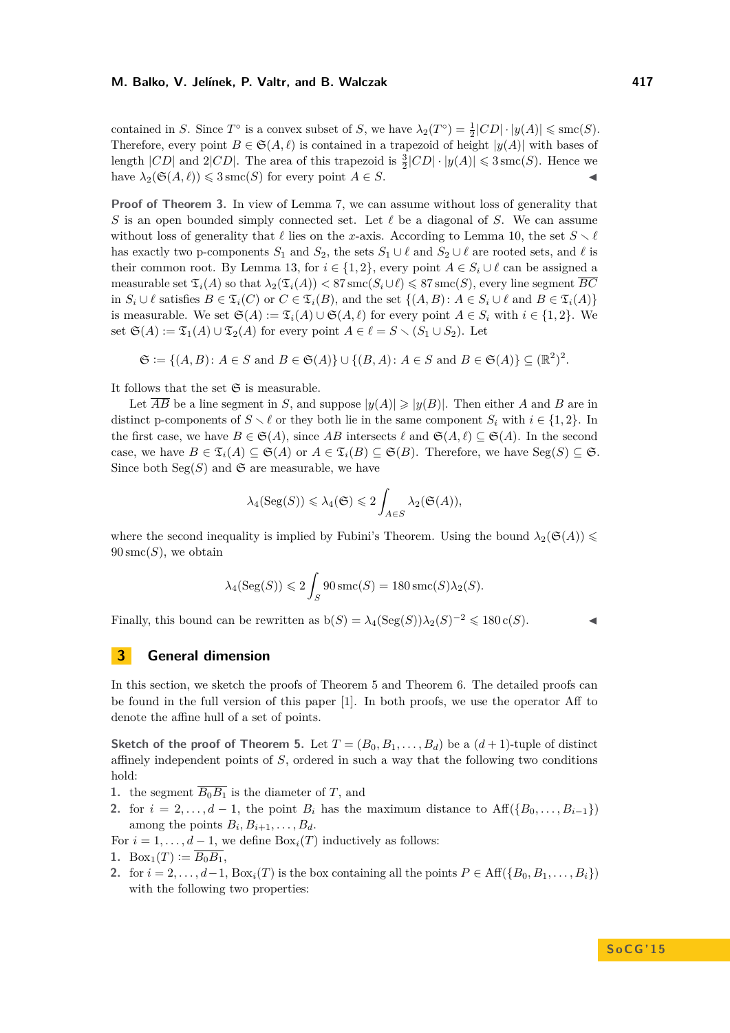contained in $S$. Since $T^\circ$ is a convex subset of $S$, we have $\lambda_2(T^\circ) = \frac{1}{2}|CD| \cdot |y(A)| \leqslant \mathrm{smc}(S)$. Therefore, every point $B \in \mathfrak{S}(A,\ell)$ is contained in a trapezoid of height $|y(A)|$ with bases of length $|CD|$ and $2|CD|$. The area of this trapezoid is $\frac{3}{2}|CD| \cdot |y(A)| \leqslant 3\,\mathrm{smc}(S)$. Hence we have $\lambda_2(\mathfrak{S}(A,\ell)) \leqslant 3\,\mathrm{smc}(S)$ for every point $A \in S$. ◂

**Proof of Theorem 3.** In view of Lemma 7, we can assume without loss of generality that $S$ is an open bounded simply connected set. Let $\ell$ be a diagonal of $S$. We can assume without loss of generality that $\ell$ lies on the $x$-axis. According to Lemma 10, the set $S \setminus \ell$ has exactly two p-components $S_1$ and $S_2$, the sets $S_1 \cup \ell$ and $S_2 \cup \ell$ are rooted sets, and $\ell$ is their common root. By Lemma 13, for $i \in \{1,2\}$, every point $A \in S_i \cup \ell$ can be assigned a measurable set $\mathfrak{T}_i(A)$ so that $\lambda_2(\mathfrak{T}_i(A)) < 87\,\mathrm{smc}(S_i \cup \ell) \leqslant 87\,\mathrm{smc}(S)$, every line segment $\overline{BC}$ in $S_i \cup \ell$ satisfies $B \in \mathfrak{T}_i(C)$ or $C \in \mathfrak{T}_i(B)$, and the set $\{(A,B) \colon A \in S_i \cup \ell \text{ and } B \in \mathfrak{T}_i(A)\}$ is measurable. We set $\mathfrak{S}(A) := \mathfrak{T}_i(A) \cup \mathfrak{S}(A,\ell)$ for every point $A \in S_i$ with $i \in \{1,2\}$. We set $\mathfrak{S}(A) := \mathfrak{T}_1(A) \cup \mathfrak{T}_2(A)$ for every point $A \in \ell = S \setminus (S_1 \cup S_2)$. Let

$$\mathfrak{S} := \{(A,B) \colon A \in S \text{ and } B \in \mathfrak{S}(A)\} \cup \{(B,A) \colon A \in S \text{ and } B \in \mathfrak{S}(A)\} \subseteq (\mathbb{R}^2)^2.$$

It follows that the set $\mathfrak{S}$ is measurable.

Let $\overline{AB}$ be a line segment in $S$, and suppose $|y(A)| \geqslant |y(B)|$. Then either $A$ and $B$ are in distinct p-components of $S \setminus \ell$ or they both lie in the same component $S_i$ with $i \in \{1,2\}$. In the first case, we have $B \in \mathfrak{S}(A)$, since $AB$ intersects $\ell$ and $\mathfrak{S}(A,\ell) \subseteq \mathfrak{S}(A)$. In the second case, we have $B \in \mathfrak{T}_i(A) \subseteq \mathfrak{S}(A)$ or $A \in \mathfrak{T}_i(B) \subseteq \mathfrak{S}(B)$. Therefore, we have $\mathrm{Seg}(S) \subseteq \mathfrak{S}$. Since both $\mathrm{Seg}(S)$ and $\mathfrak{S}$ are measurable, we have

$$\lambda_4(\mathrm{Seg}(S)) \leqslant \lambda_4(\mathfrak{S}) \leqslant 2\int_{A \in S} \lambda_2(\mathfrak{S}(A)),$$

where the second inequality is implied by Fubini's Theorem. Using the bound $\lambda_2(\mathfrak{S}(A)) \leqslant 90\,\mathrm{smc}(S)$, we obtain

$$\lambda_4(\mathrm{Seg}(S)) \leqslant 2\int_S 90\,\mathrm{smc}(S) = 180\,\mathrm{smc}(S)\lambda_2(S).$$

Finally, this bound can be rewritten as $\mathrm{b}(S) = \lambda_4(\mathrm{Seg}(S))\lambda_2(S)^{-2} \leqslant 180\,\mathrm{c}(S)$. ◂

## 3 General dimension

In this section, we sketch the proofs of Theorem 5 and Theorem 6. The detailed proofs can be found in the full version of this paper [1]. In both proofs, we use the operator Aff to denote the affine hull of a set of points.

**Sketch of the proof of Theorem 5.** Let $T = (B_0, B_1, \ldots, B_d)$ be a $(d+1)$-tuple of distinct affinely independent points of $S$, ordered in such a way that the following two conditions hold:

1. the segment $\overline{B_0B_1}$ is the diameter of $T$, and
2. for $i = 2, \ldots, d-1$, the point $B_i$ has the maximum distance to $\mathrm{Aff}(\{B_0, \ldots, B_{i-1}\})$ among the points $B_i, B_{i+1}, \ldots, B_d$.

For $i = 1, \ldots, d-1$, we define $\mathrm{Box}_i(T)$ inductively as follows:

1. $\mathrm{Box}_1(T) := \overline{B_0B_1}$,
2. for $i = 2, \ldots, d-1$, $\mathrm{Box}_i(T)$ is the box containing all the points $P \in \mathrm{Aff}(\{B_0, B_1, \ldots, B_i\})$ with the following two properties: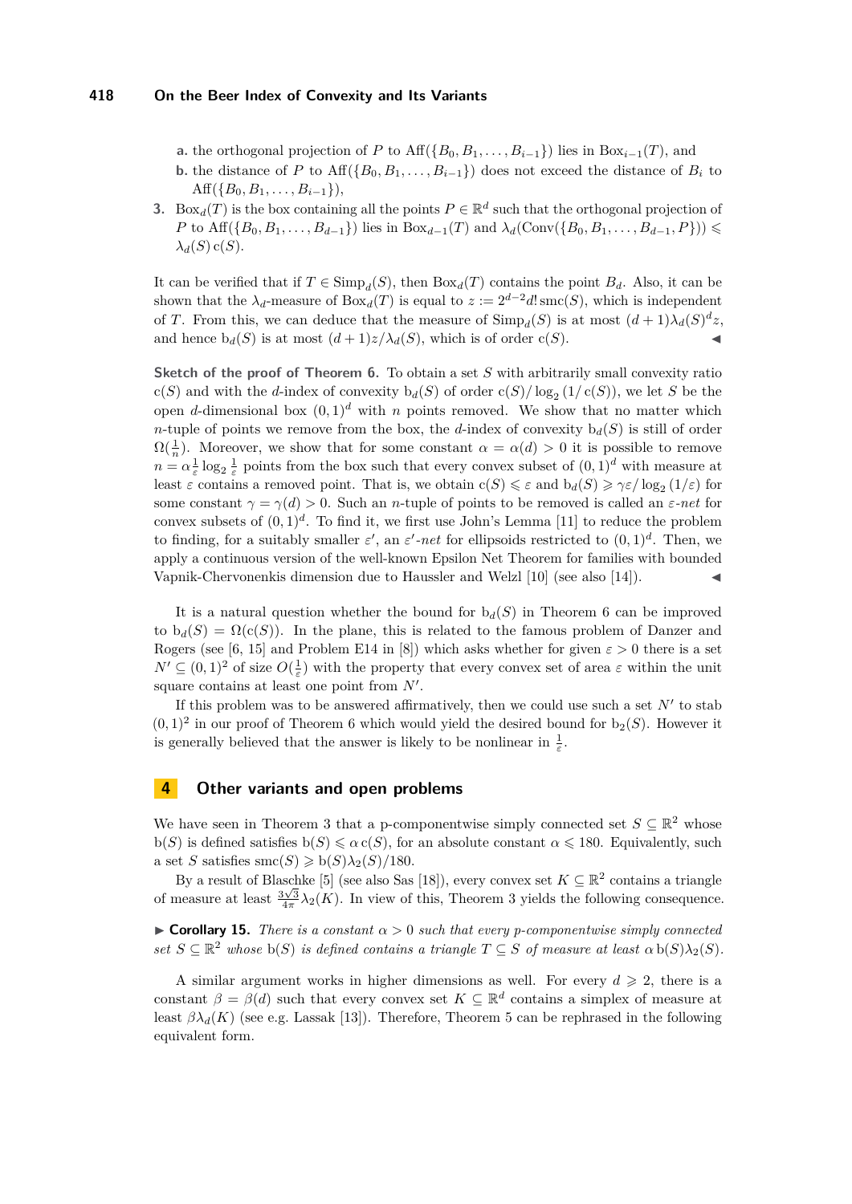**a.** the orthogonal projection of $P$ to $\mathrm{Aff}(\{B_0, B_1, \ldots, B_{i-1}\})$ lies in $\mathrm{Box}_{i-1}(T)$, and

**b.** the distance of $P$ to $\mathrm{Aff}(\{B_0, B_1, \ldots, B_{i-1}\})$ does not exceed the distance of $B_i$ to $\mathrm{Aff}(\{B_0, B_1, \ldots, B_{i-1}\})$,

**3.** $\mathrm{Box}_d(T)$ is the box containing all the points $P \in \mathbb{R}^d$ such that the orthogonal projection of $P$ to $\mathrm{Aff}(\{B_0, B_1, \ldots, B_{d-1}\})$ lies in $\mathrm{Box}_{d-1}(T)$ and $\lambda_d(\mathrm{Conv}(\{B_0, B_1, \ldots, B_{d-1}, P\})) \leqslant \lambda_d(S)\,\mathrm{c}(S)$.

It can be verified that if $T \in \mathrm{Simp}_d(S)$, then $\mathrm{Box}_d(T)$ contains the point $B_d$. Also, it can be shown that the $\lambda_d$-measure of $\mathrm{Box}_d(T)$ is equal to $z := 2^{d-2}d!\,\mathrm{smc}(S)$, which is independent of $T$. From this, we can deduce that the measure of $\mathrm{Simp}_d(S)$ is at most $(d+1)\lambda_d(S)^d z$, and hence $\mathrm{b}_d(S)$ is at most $(d+1)z/\lambda_d(S)$, which is of order $\mathrm{c}(S)$. ◀

**Sketch of the proof of Theorem 6.** To obtain a set $S$ with arbitrarily small convexity ratio $\mathrm{c}(S)$ and with the $d$-index of convexity $\mathrm{b}_d(S)$ of order $\mathrm{c}(S)/\log_2(1/\mathrm{c}(S))$, we let $S$ be the open $d$-dimensional box $(0,1)^d$ with $n$ points removed. We show that no matter which $n$-tuple of points we remove from the box, the $d$-index of convexity $\mathrm{b}_d(S)$ is still of order $\Omega(\frac{1}{n})$. Moreover, we show that for some constant $\alpha = \alpha(d) > 0$ it is possible to remove $n = \alpha\frac{1}{\varepsilon}\log_2\frac{1}{\varepsilon}$ points from the box such that every convex subset of $(0,1)^d$ with measure at least $\varepsilon$ contains a removed point. That is, we obtain $\mathrm{c}(S) \leqslant \varepsilon$ and $\mathrm{b}_d(S) \geqslant \gamma\varepsilon/\log_2(1/\varepsilon)$ for some constant $\gamma = \gamma(d) > 0$. Such an $n$-tuple of points to be removed is called an *$\varepsilon$-net* for convex subsets of $(0,1)^d$. To find it, we first use John's Lemma [11] to reduce the problem to finding, for a suitably smaller $\varepsilon'$, an *$\varepsilon'$-net* for ellipsoids restricted to $(0,1)^d$. Then, we apply a continuous version of the well-known Epsilon Net Theorem for families with bounded Vapnik-Chervonenkis dimension due to Haussler and Welzl [10] (see also [14]). ◀

It is a natural question whether the bound for $\mathrm{b}_d(S)$ in Theorem 6 can be improved to $\mathrm{b}_d(S) = \Omega(\mathrm{c}(S))$. In the plane, this is related to the famous problem of Danzer and Rogers (see [6, 15] and Problem E14 in [8]) which asks whether for given $\varepsilon > 0$ there is a set $N' \subseteq (0,1)^2$ of size $O(\frac{1}{\varepsilon})$ with the property that every convex set of area $\varepsilon$ within the unit square contains at least one point from $N'$.

If this problem was to be answered affirmatively, then we could use such a set $N'$ to stab $(0,1)^2$ in our proof of Theorem 6 which would yield the desired bound for $\mathrm{b}_2(S)$. However it is generally believed that the answer is likely to be nonlinear in $\frac{1}{\varepsilon}$.

## 4 Other variants and open problems

We have seen in Theorem 3 that a p-componentwise simply connected set $S \subseteq \mathbb{R}^2$ whose $\mathrm{b}(S)$ is defined satisfies $\mathrm{b}(S) \leqslant \alpha\,\mathrm{c}(S)$, for an absolute constant $\alpha \leqslant 180$. Equivalently, such a set $S$ satisfies $\mathrm{smc}(S) \geqslant \mathrm{b}(S)\lambda_2(S)/180$.

By a result of Blaschke [5] (see also Sas [18]), every convex set $K \subseteq \mathbb{R}^2$ contains a triangle of measure at least $\frac{3\sqrt{3}}{4\pi}\lambda_2(K)$. In view of this, Theorem 3 yields the following consequence.

▶ **Corollary 15.** *There is a constant $\alpha > 0$ such that every p-componentwise simply connected set $S \subseteq \mathbb{R}^2$ whose $\mathrm{b}(S)$ is defined contains a triangle $T \subseteq S$ of measure at least $\alpha\,\mathrm{b}(S)\lambda_2(S)$.*

A similar argument works in higher dimensions as well. For every $d \geqslant 2$, there is a constant $\beta = \beta(d)$ such that every convex set $K \subseteq \mathbb{R}^d$ contains a simplex of measure at least $\beta\lambda_d(K)$ (see e.g. Lassak [13]). Therefore, Theorem 5 can be rephrased in the following equivalent form.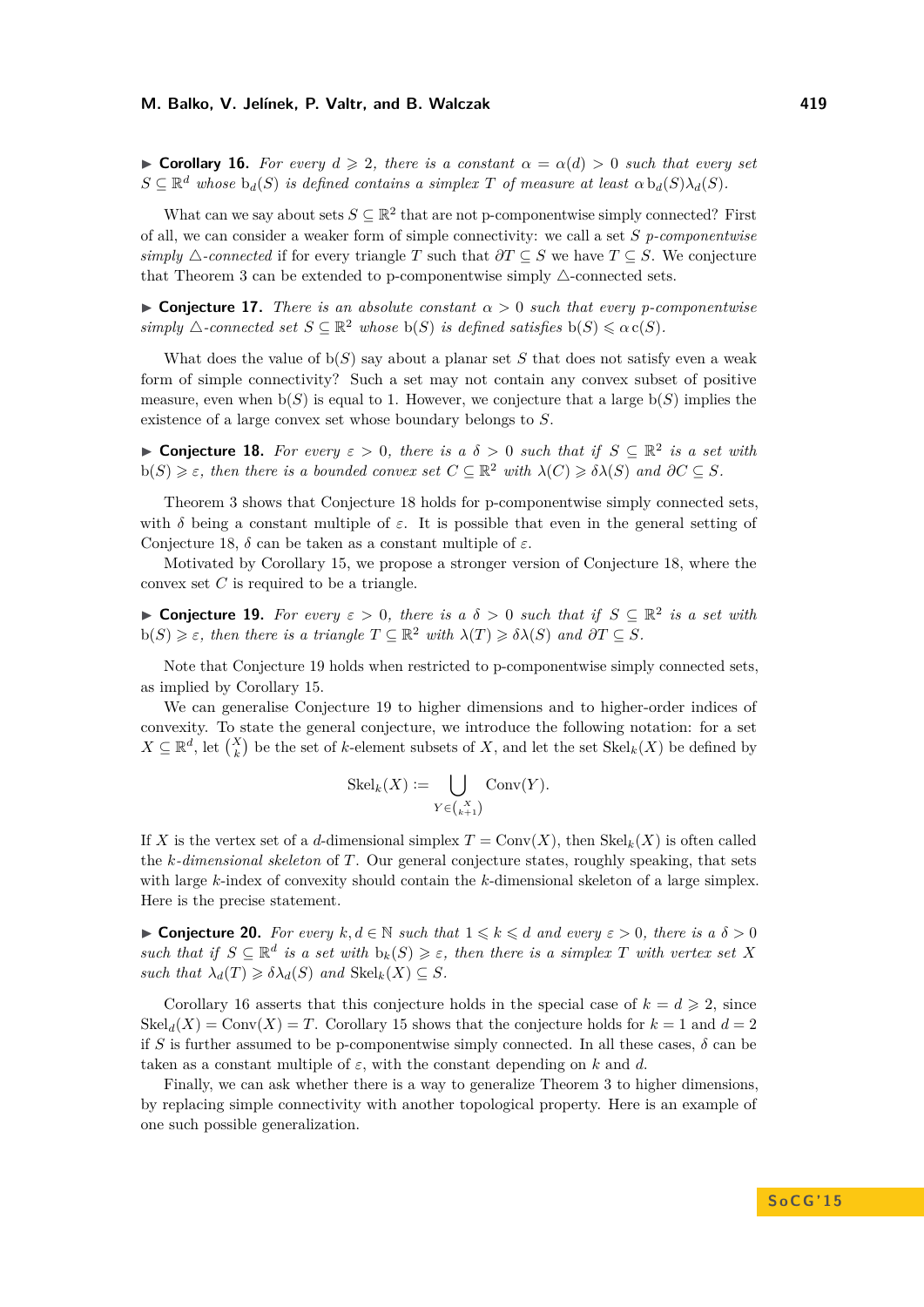▶ **Corollary 16.** *For every $d \geqslant 2$, there is a constant $\alpha = \alpha(d) > 0$ such that every set $S \subseteq \mathbb{R}^d$ whose $\mathrm{b}_d(S)$ is defined contains a simplex $T$ of measure at least $\alpha\, \mathrm{b}_d(S)\lambda_d(S)$.*

What can we say about sets $S \subseteq \mathbb{R}^2$ that are not p-componentwise simply connected? First of all, we can consider a weaker form of simple connectivity: we call a set $S$ *p-componentwise simply $\triangle$-connected* if for every triangle $T$ such that $\partial T \subseteq S$ we have $T \subseteq S$. We conjecture that Theorem 3 can be extended to p-componentwise simply $\triangle$-connected sets.

▶ **Conjecture 17.** *There is an absolute constant $\alpha > 0$ such that every p-componentwise simply $\triangle$-connected set $S \subseteq \mathbb{R}^2$ whose $\mathrm{b}(S)$ is defined satisfies $\mathrm{b}(S) \leqslant \alpha\, \mathrm{c}(S)$.*

What does the value of $\mathrm{b}(S)$ say about a planar set $S$ that does not satisfy even a weak form of simple connectivity? Such a set may not contain any convex subset of positive measure, even when $\mathrm{b}(S)$ is equal to 1. However, we conjecture that a large $\mathrm{b}(S)$ implies the existence of a large convex set whose boundary belongs to $S$.

▶ **Conjecture 18.** *For every $\varepsilon > 0$, there is a $\delta > 0$ such that if $S \subseteq \mathbb{R}^2$ is a set with $\mathrm{b}(S) \geqslant \varepsilon$, then there is a bounded convex set $C \subseteq \mathbb{R}^2$ with $\lambda(C) \geqslant \delta\lambda(S)$ and $\partial C \subseteq S$.*

Theorem 3 shows that Conjecture 18 holds for p-componentwise simply connected sets, with $\delta$ being a constant multiple of $\varepsilon$. It is possible that even in the general setting of Conjecture 18, $\delta$ can be taken as a constant multiple of $\varepsilon$.

Motivated by Corollary 15, we propose a stronger version of Conjecture 18, where the convex set $C$ is required to be a triangle.

▶ **Conjecture 19.** *For every $\varepsilon > 0$, there is a $\delta > 0$ such that if $S \subseteq \mathbb{R}^2$ is a set with $\mathrm{b}(S) \geqslant \varepsilon$, then there is a triangle $T \subseteq \mathbb{R}^2$ with $\lambda(T) \geqslant \delta\lambda(S)$ and $\partial T \subseteq S$.*

Note that Conjecture 19 holds when restricted to p-componentwise simply connected sets, as implied by Corollary 15.

We can generalise Conjecture 19 to higher dimensions and to higher-order indices of convexity. To state the general conjecture, we introduce the following notation: for a set $X \subseteq \mathbb{R}^d$, let $\binom{X}{k}$ be the set of $k$-element subsets of $X$, and let the set $\mathrm{Skel}_k(X)$ be defined by

$$\mathrm{Skel}_k(X) := \bigcup_{Y \in \binom{X}{k+1}} \mathrm{Conv}(Y).$$

If $X$ is the vertex set of a $d$-dimensional simplex $T = \mathrm{Conv}(X)$, then $\mathrm{Skel}_k(X)$ is often called the *$k$-dimensional skeleton* of $T$. Our general conjecture states, roughly speaking, that sets with large $k$-index of convexity should contain the $k$-dimensional skeleton of a large simplex. Here is the precise statement.

▶ **Conjecture 20.** *For every $k, d \in \mathbb{N}$ such that $1 \leqslant k \leqslant d$ and every $\varepsilon > 0$, there is a $\delta > 0$ such that if $S \subseteq \mathbb{R}^d$ is a set with $\mathrm{b}_k(S) \geqslant \varepsilon$, then there is a simplex $T$ with vertex set $X$ such that $\lambda_d(T) \geqslant \delta\lambda_d(S)$ and $\mathrm{Skel}_k(X) \subseteq S$.*

Corollary 16 asserts that this conjecture holds in the special case of $k = d \geqslant 2$, since $\mathrm{Skel}_d(X) = \mathrm{Conv}(X) = T$. Corollary 15 shows that the conjecture holds for $k = 1$ and $d = 2$ if $S$ is further assumed to be p-componentwise simply connected. In all these cases, $\delta$ can be taken as a constant multiple of $\varepsilon$, with the constant depending on $k$ and $d$.

Finally, we can ask whether there is a way to generalize Theorem 3 to higher dimensions, by replacing simple connectivity with another topological property. Here is an example of one such possible generalization.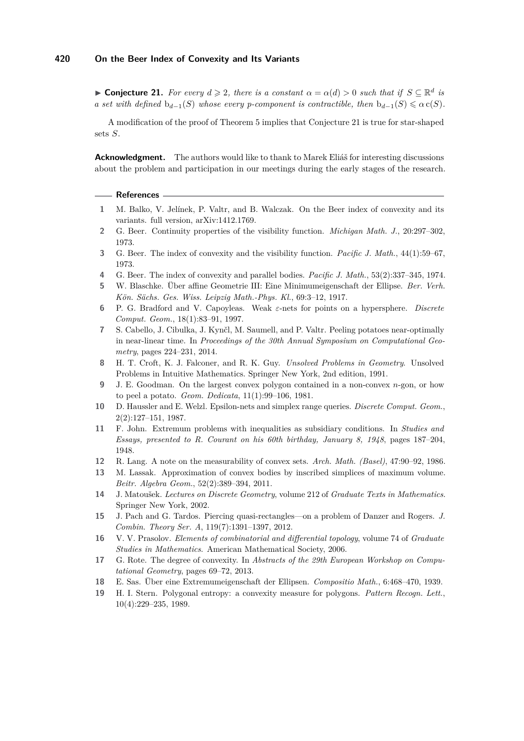▶ **Conjecture 21.** *For every $d \geqslant 2$, there is a constant $\alpha = \alpha(d) > 0$ such that if $S \subseteq \mathbb{R}^d$ is a set with defined $\mathrm{b}_{d-1}(S)$ whose every p-component is contractible, then $\mathrm{b}_{d-1}(S) \leqslant \alpha\,\mathrm{c}(S)$.*

A modification of the proof of Theorem 5 implies that Conjecture 21 is true for star-shaped sets $S$.

**Acknowledgment.** The authors would like to thank to Marek Eliáš for interesting discussions about the problem and participation in our meetings during the early stages of the research.

## References

1. M. Balko, V. Jelínek, P. Valtr, and B. Walczak. On the Beer index of convexity and its variants. full version, arXiv:1412.1769.
2. G. Beer. Continuity properties of the visibility function. *Michigan Math. J.*, 20:297–302, 1973.
3. G. Beer. The index of convexity and the visibility function. *Pacific J. Math.*, 44(1):59–67, 1973.
4. G. Beer. The index of convexity and parallel bodies. *Pacific J. Math.*, 53(2):337–345, 1974.
5. W. Blaschke. Über affine Geometrie III: Eine Minimumeigenschaft der Ellipse. *Ber. Verh. Kön. Sächs. Ges. Wiss. Leipzig Math.-Phys. Kl.*, 69:3–12, 1917.
6. P. G. Bradford and V. Capoyleas. Weak $\varepsilon$-nets for points on a hypersphere. *Discrete Comput. Geom.*, 18(1):83–91, 1997.
7. S. Cabello, J. Cibulka, J. Kynčl, M. Saumell, and P. Valtr. Peeling potatoes near-optimally in near-linear time. In *Proceedings of the 30th Annual Symposium on Computational Geometry*, pages 224–231, 2014.
8. H. T. Croft, K. J. Falconer, and R. K. Guy. *Unsolved Problems in Geometry*. Unsolved Problems in Intuitive Mathematics. Springer New York, 2nd edition, 1991.
9. J. E. Goodman. On the largest convex polygon contained in a non-convex $n$-gon, or how to peel a potato. *Geom. Dedicata*, 11(1):99–106, 1981.
10. D. Haussler and E. Welzl. Epsilon-nets and simplex range queries. *Discrete Comput. Geom.*, 2(2):127–151, 1987.
11. F. John. Extremum problems with inequalities as subsidiary conditions. In *Studies and Essays, presented to R. Courant on his 60th birthday, January 8, 1948*, pages 187–204, 1948.
12. R. Lang. A note on the measurability of convex sets. *Arch. Math. (Basel)*, 47:90–92, 1986.
13. M. Lassak. Approximation of convex bodies by inscribed simplices of maximum volume. *Beitr. Algebra Geom.*, 52(2):389–394, 2011.
14. J. Matoušek. *Lectures on Discrete Geometry*, volume 212 of *Graduate Texts in Mathematics*. Springer New York, 2002.
15. J. Pach and G. Tardos. Piercing quasi-rectangles—on a problem of Danzer and Rogers. *J. Combin. Theory Ser. A*, 119(7):1391–1397, 2012.
16. V. V. Prasolov. *Elements of combinatorial and differential topology*, volume 74 of *Graduate Studies in Mathematics*. American Mathematical Society, 2006.
17. G. Rote. The degree of convexity. In *Abstracts of the 29th European Workshop on Computational Geometry*, pages 69–72, 2013.
18. E. Sas. Über eine Extremumeigenschaft der Ellipsen. *Compositio Math.*, 6:468–470, 1939.
19. H. I. Stern. Polygonal entropy: a convexity measure for polygons. *Pattern Recogn. Lett.*, 10(4):229–235, 1989.